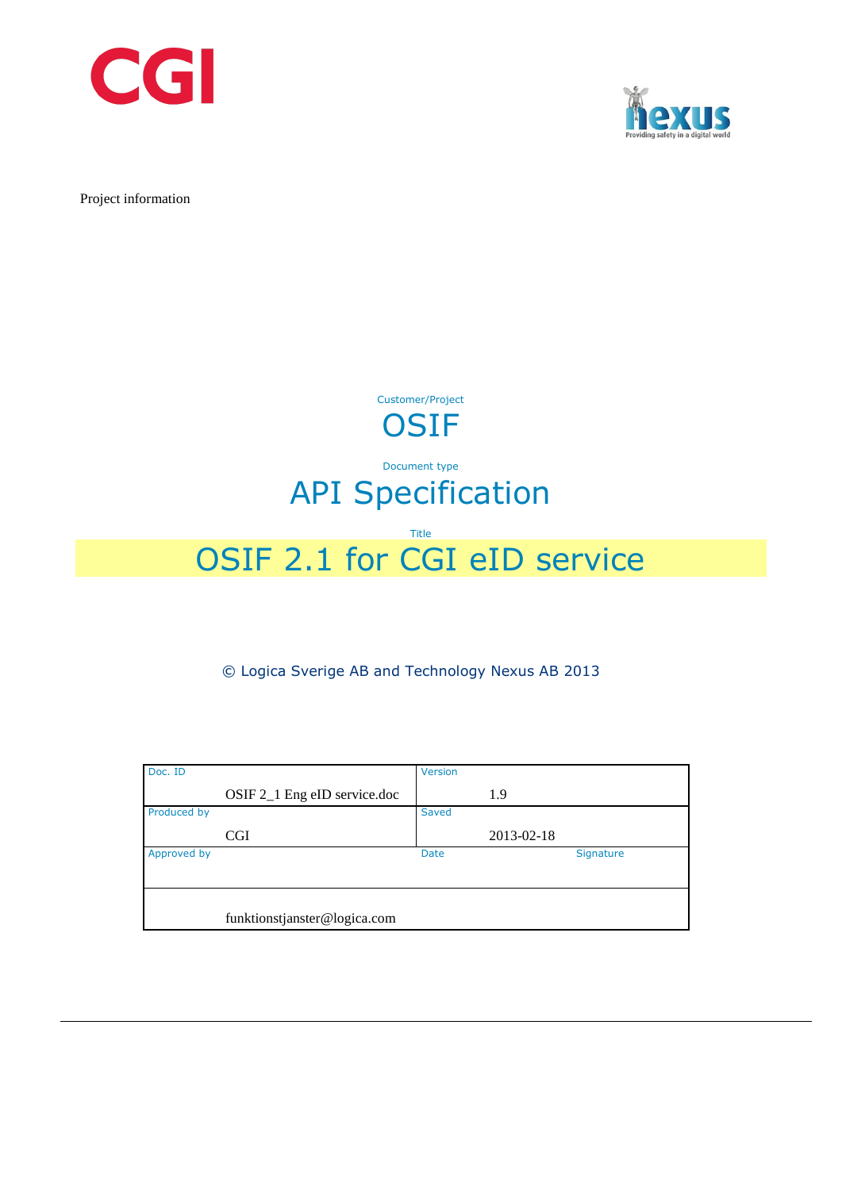Project information

Customer/Project

# OSIF

Document type

# API Specification

Title

# OSIF 2.1 for CGI eID service

© Logica Sverige AB and Technology Nexus AB 2013

| Doc. ID | Version | |
|---|---|---|
| OSIF 2_1 Eng eID service.doc | 1.9 | |
| **Produced by** | **Saved** | |
| CGI | 2013-02-18 | |
| **Approved by** | **Date** | **Signature** |
| | | |
| funktionstjanster@logica.com | | |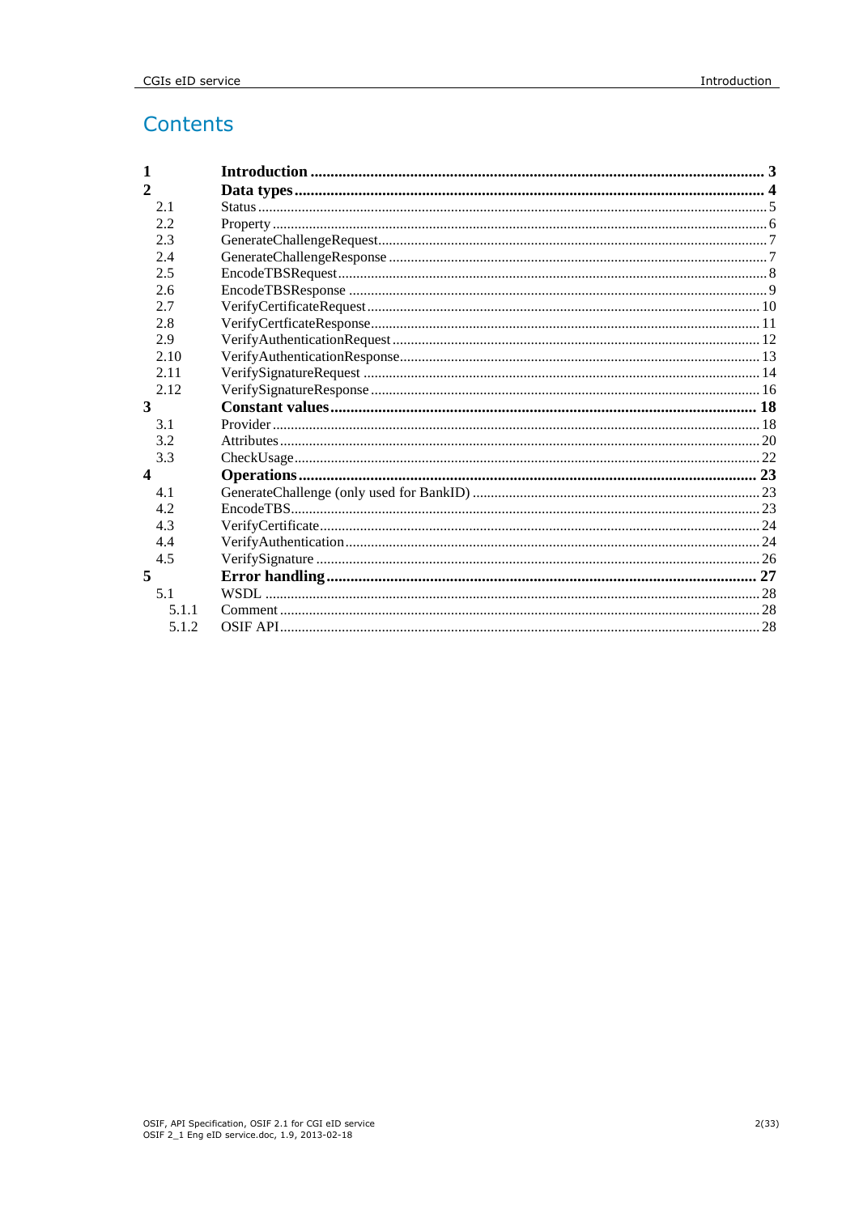# Contents

| | | |
|---|---|---|
| **1** | **Introduction** | **3** |
| **2** | **Data types** | **4** |
| 2.1 | Status | 5 |
| 2.2 | Property | 6 |
| 2.3 | GenerateChallengeRequest | 7 |
| 2.4 | GenerateChallengeResponse | 7 |
| 2.5 | EncodeTBSRequest | 8 |
| 2.6 | EncodeTBSResponse | 9 |
| 2.7 | VerifyCertificateRequest | 10 |
| 2.8 | VerifyCertficateResponse | 11 |
| 2.9 | VerifyAuthenticationRequest | 12 |
| 2.10 | VerifyAuthenticationResponse | 13 |
| 2.11 | VerifySignatureRequest | 14 |
| 2.12 | VerifySignatureResponse | 16 |
| **3** | **Constant values** | **18** |
| 3.1 | Provider | 18 |
| 3.2 | Attributes | 20 |
| 3.3 | CheckUsage | 22 |
| **4** | **Operations** | **23** |
| 4.1 | GenerateChallenge (only used for BankID) | 23 |
| 4.2 | EncodeTBS | 23 |
| 4.3 | VerifyCertificate | 24 |
| 4.4 | VerifyAuthentication | 24 |
| 4.5 | VerifySignature | 26 |
| **5** | **Error handling** | **27** |
| 5.1 | WSDL | 28 |
| 5.1.1 | Comment | 28 |
| 5.1.2 | OSIF API | 28 |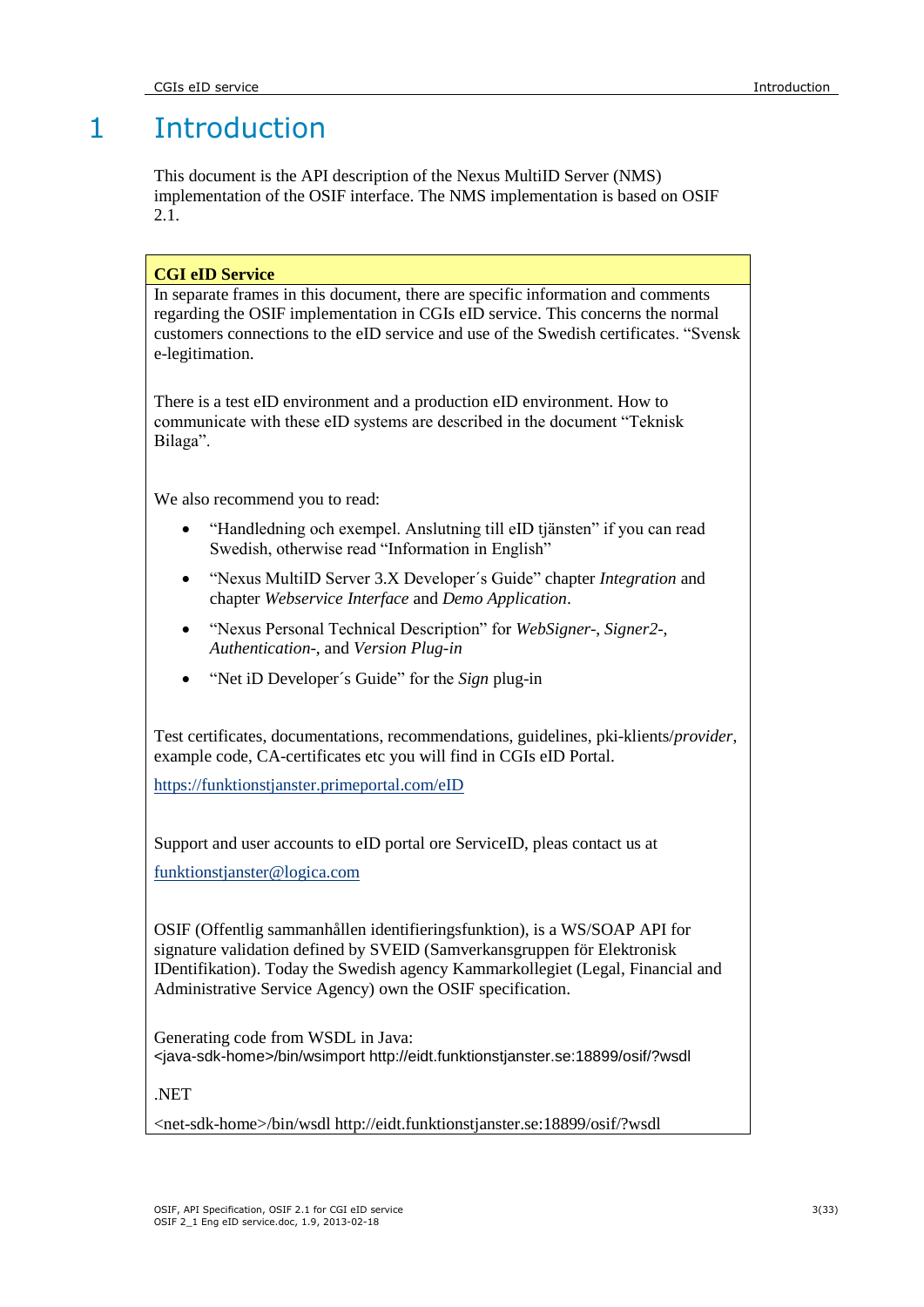# 1 Introduction

This document is the API description of the Nexus MultiID Server (NMS) implementation of the OSIF interface. The NMS implementation is based on OSIF 2.1.

> **CGI eID Service**
>
> In separate frames in this document, there are specific information and comments regarding the OSIF implementation in CGIs eID service. This concerns the normal customers connections to the eID service and use of the Swedish certificates. “Svensk e-legitimation.
>
> There is a test eID environment and a production eID environment. How to communicate with these eID systems are described in the document “Teknisk Bilaga”.
>
> We also recommend you to read:
>
> - “Handledning och exempel. Anslutning till eID tjänsten” if you can read Swedish, otherwise read “Information in English”
> - “Nexus MultiID Server 3.X Developer´s Guide” chapter *Integration* and chapter *Webservice Interface* and *Demo Application*.
> - “Nexus Personal Technical Description” for *WebSigner-*, *Signer2-*, *Authentication-*, and *Version Plug-in*
> - “Net iD Developer´s Guide” for the *Sign* plug-in
>
> Test certificates, documentations, recommendations, guidelines, pki-klients/*provider*, example code, CA-certificates etc you will find in CGIs eID Portal.
>
> https://funktionstjanster.primeportal.com/eID
>
> Support and user accounts to eID portal ore ServiceID, pleas contact us at
>
> funktionstjanster@logica.com
>
> OSIF (Offentlig sammanhållen identifieringsfunktion), is a WS/SOAP API for signature validation defined by SVEID (Samverkansgruppen för Elektronisk IDentifikation). Today the Swedish agency Kammarkollegiet (Legal, Financial and Administrative Service Agency) own the OSIF specification.
>
> Generating code from WSDL in Java:
> ```
> <java-sdk-home>/bin/wsimport http://eidt.funktionstjanster.se:18899/osif/?wsdl
> ```
>
> .NET
> ```
> <net-sdk-home>/bin/wsdl http://eidt.funktionstjanster.se:18899/osif/?wsdl
> ```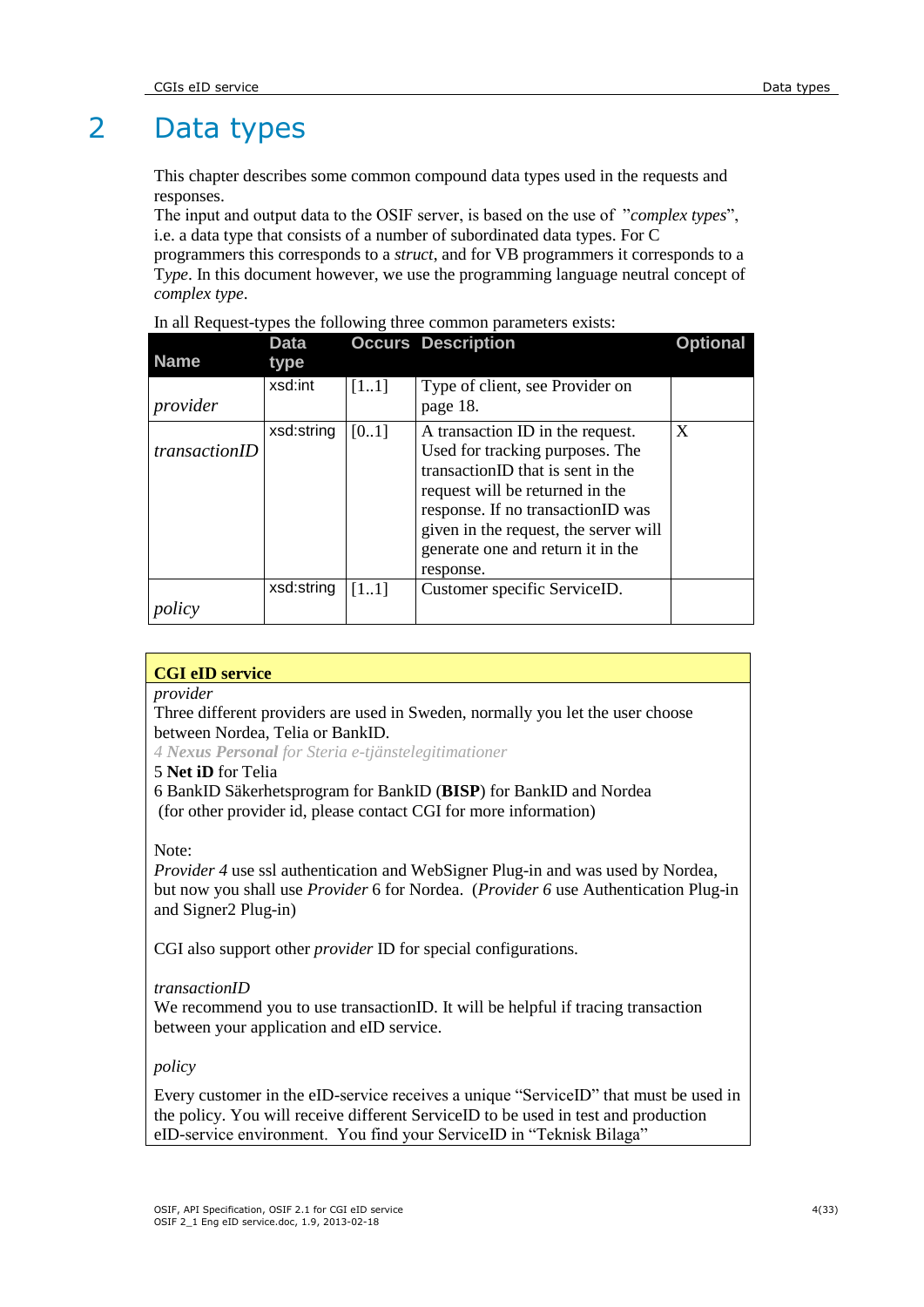# 2 Data types

This chapter describes some common compound data types used in the requests and responses.
The input and output data to the OSIF server, is based on the use of "*complex types*", i.e. a data type that consists of a number of subordinated data types. For C programmers this corresponds to a *struct*, and for VB programmers it corresponds to a T*ype*. In this document however, we use the programming language neutral concept of *complex type*.

In all Request-types the following three common parameters exists:

| Name | Data type | Occurs | Description | Optional |
|---|---|---|---|---|
| *provider* | xsd:int | [1..1] | Type of client, see Provider on page 18. | |
| *transactionID* | xsd:string | [0..1] | A transaction ID in the request. Used for tracking purposes. The transactionID that is sent in the request will be returned in the response. If no transactionID was given in the request, the server will generate one and return it in the response. | X |
| *policy* | xsd:string | [1..1] | Customer specific ServiceID. | |

**CGI eID service**

*provider*
Three different providers are used in Sweden, normally you let the user choose between Nordea, Telia or BankID.
*4 **Nexus Personal** for Steria e-tjänstelegitimationer*
5 **Net iD** for Telia
6 BankID Säkerhetsprogram for BankID (**BISP**) for BankID and Nordea
(for other provider id, please contact CGI for more information)

Note:
*Provider 4* use ssl authentication and WebSigner Plug-in and was used by Nordea, but now you shall use *Provider* 6 for Nordea. (*Provider 6* use Authentication Plug-in and Signer2 Plug-in)

CGI also support other *provider* ID for special configurations.

*transactionID*
We recommend you to use transactionID. It will be helpful if tracing transaction between your application and eID service.

*policy*

Every customer in the eID-service receives a unique "ServiceID" that must be used in the policy. You will receive different ServiceID to be used in test and production eID-service environment. You find your ServiceID in "Teknisk Bilaga"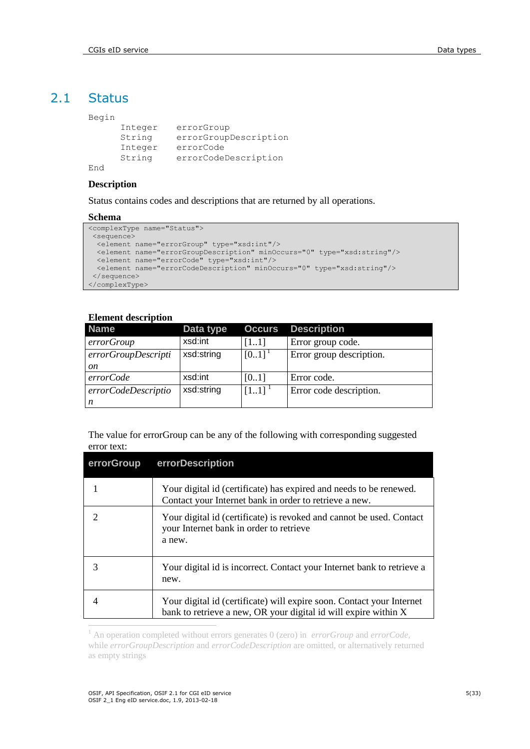## 2.1 Status

```
Begin
        Integer    errorGroup
        String     errorGroupDescription
        Integer    errorCode
        String     errorCodeDescription
End
```

**Description**

Status contains codes and descriptions that are returned by all operations.

**Schema**

```
<complexType name="Status">
 <sequence>
  <element name="errorGroup" type="xsd:int"/>
  <element name="errorGroupDescription" minOccurs="0" type="xsd:string"/>
  <element name="errorCode" type="xsd:int"/>
  <element name="errorCodeDescription" minOccurs="0" type="xsd:string"/>
 </sequence>
</complexType>
```

**Element description**

| Name | Data type | Occurs | Description |
|---|---|---|---|
| *errorGroup* | xsd:int | [1..1] | Error group code. |
| *errorGroupDescription* | xsd:string | [0..1] [1] | Error group description. |
| *errorCode* | xsd:int | [0..1] | Error code. |
| *errorCodeDescription* | xsd:string | [1..1] [1] | Error code description. |

The value for errorGroup can be any of the following with corresponding suggested error text:

| errorGroup | errorDescription |
|---|---|
| 1 | Your digital id (certificate) has expired and needs to be renewed. Contact your Internet bank in order to retrieve a new. |
| 2 | Your digital id (certificate) is revoked and cannot be used. Contact your Internet bank in order to retrieve a new. |
| 3 | Your digital id is incorrect. Contact your Internet bank to retrieve a new. |
| 4 | Your digital id (certificate) will expire soon. Contact your Internet bank to retrieve a new, OR your digital id will expire within X |

[1] An operation completed without errors generates 0 (zero) in *errorGroup* and *errorCode*, while *errorGroupDescription* and *errorCodeDescription* are omitted, or alternatively returned as empty strings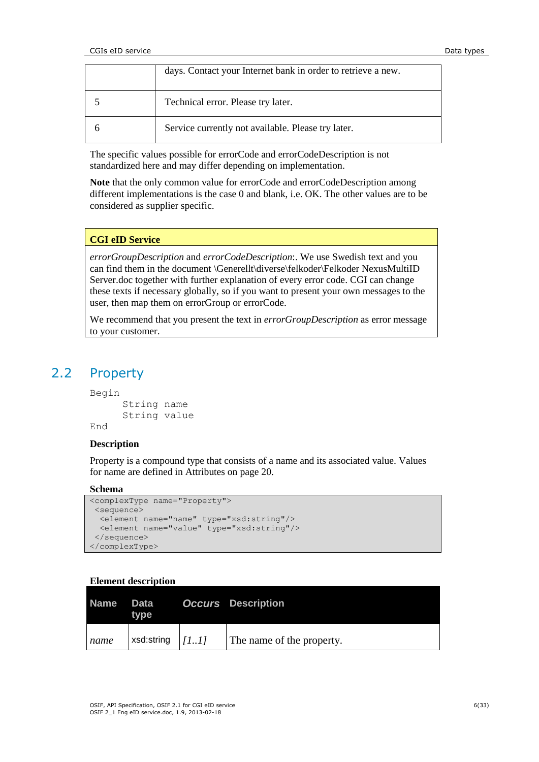|  | days. Contact your Internet bank in order to retrieve a new. |
|---|---|
| 5 | Technical error. Please try later. |
| 6 | Service currently not available. Please try later. |

The specific values possible for errorCode and errorCodeDescription is not standardized here and may differ depending on implementation.

**Note** that the only common value for errorCode and errorCodeDescription among different implementations is the case 0 and blank, i.e. OK. The other values are to be considered as supplier specific.

| **CGI eID Service** |
|---|
| *errorGroupDescription* and *errorCodeDescription*:. We use Swedish text and you can find them in the document \Generellt\diverse\felkoder\Felkoder NexusMultiID Server.doc together with further explanation of every error code. CGI can change these texts if necessary globally, so if you want to present your own messages to the user, then map them on errorGroup or errorCode. We recommend that you present the text in *errorGroupDescription* as error message to your customer. |

## 2.2 Property

```
Begin
      String name
      String value
End
```

**Description**

Property is a compound type that consists of a name and its associated value. Values for name are defined in Attributes on page 20.

**Schema**

```
<complexType name="Property">
 <sequence>
  <element name="name" type="xsd:string"/>
  <element name="value" type="xsd:string"/>
 </sequence>
</complexType>
```

**Element description**

| Name | Data type | *Occurs* | Description |
|---|---|---|---|
| *name* | xsd:string | *[1..1]* | The name of the property. |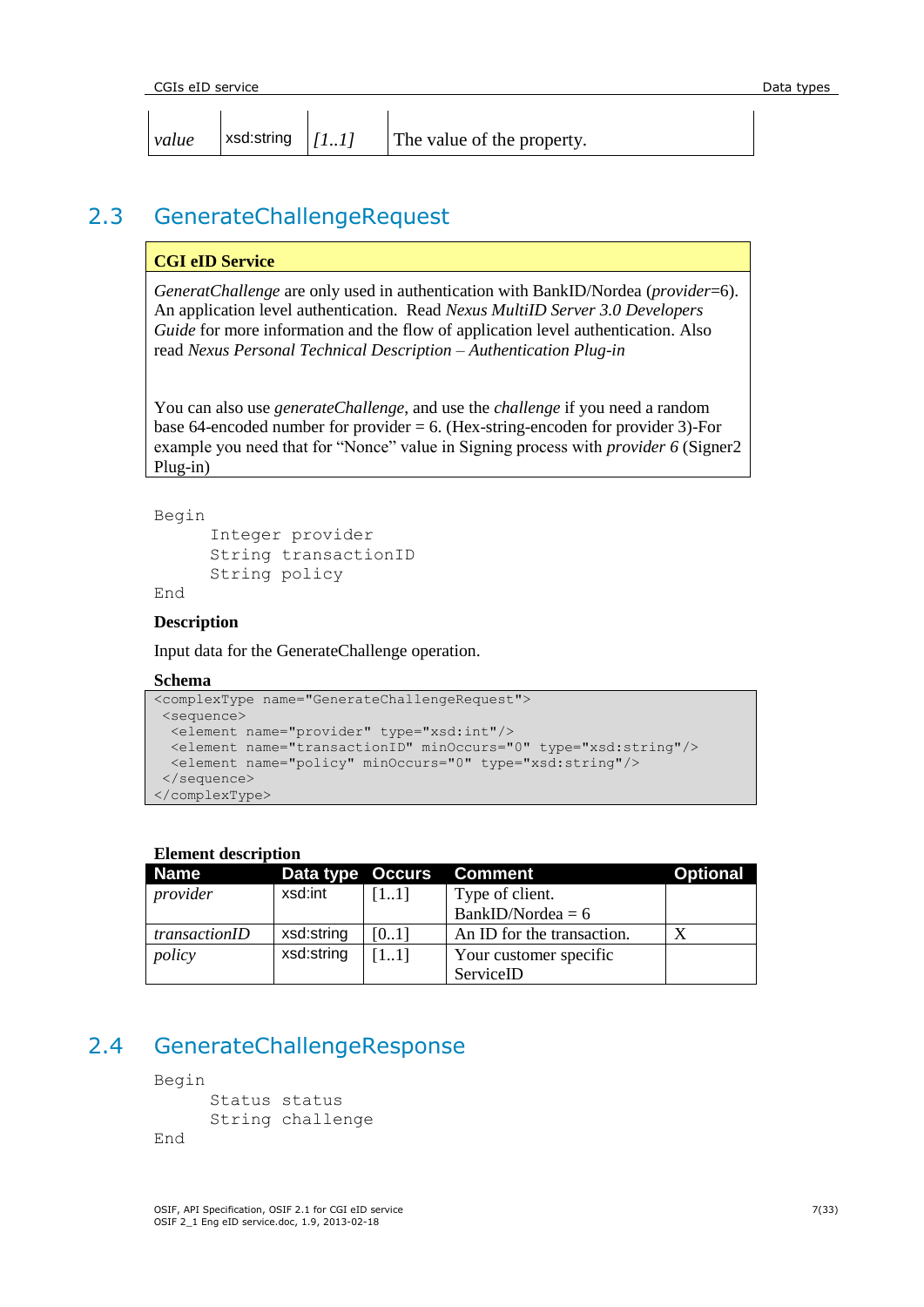| *value* | xsd:string | *[1..1]* | The value of the property. |
|---|---|---|---|

## 2.3 GenerateChallengeRequest

| **CGI eID Service** |
|---|
| *GeneratChallenge* are only used in authentication with BankID/Nordea (*provider*=6). An application level authentication. Read *Nexus MultiID Server 3.0 Developers Guide* for more information and the flow of application level authentication. Also read *Nexus Personal Technical Description – Authentication Plug-in*<br><br>You can also use *generateChallenge*, and use the *challenge* if you need a random base 64-encoded number for provider = 6. (Hex-string-encoden for provider 3)-For example you need that for "Nonce" value in Signing process with *provider 6* (Signer2 Plug-in) |

```
Begin
      Integer provider
      String transactionID
      String policy
End
```

**Description**

Input data for the GenerateChallenge operation.

**Schema**

```
<complexType name="GenerateChallengeRequest">
 <sequence>
  <element name="provider" type="xsd:int"/>
  <element name="transactionID" minOccurs="0" type="xsd:string"/>
  <element name="policy" minOccurs="0" type="xsd:string"/>
 </sequence>
</complexType>
```

**Element description**

| Name | Data type | Occurs | Comment | Optional |
|---|---|---|---|---|
| *provider* | xsd:int | [1..1] | Type of client. BankID/Nordea = 6 | |
| *transactionID* | xsd:string | [0..1] | An ID for the transaction. | X |
| *policy* | xsd:string | [1..1] | Your customer specific ServiceID | |

## 2.4 GenerateChallengeResponse

```
Begin
      Status status
      String challenge
End
```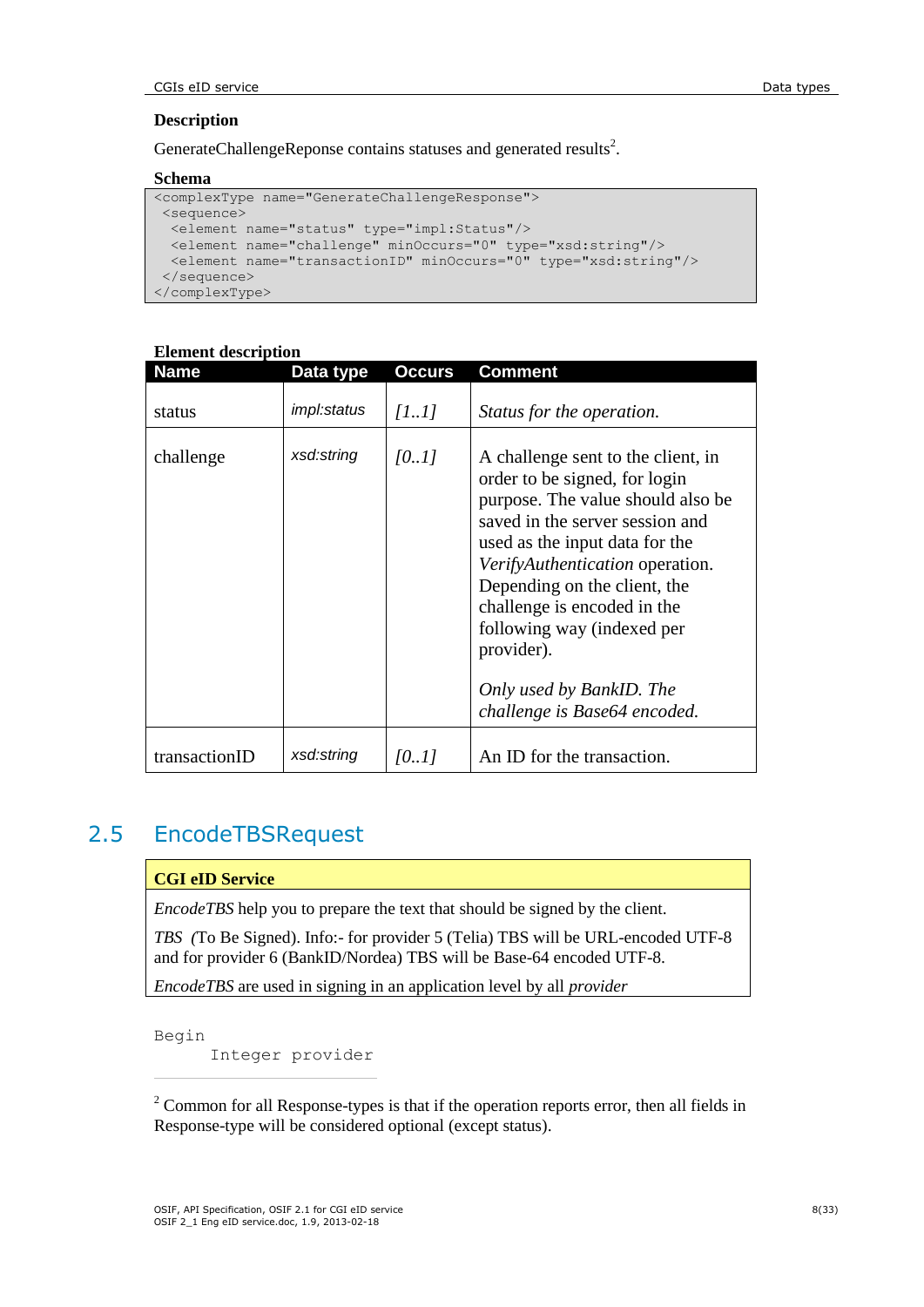**Description**

GenerateChallengeReponse contains statuses and generated results[2].

**Schema**

```
<complexType name="GenerateChallengeResponse">
 <sequence>
  <element name="status" type="impl:Status"/>
  <element name="challenge" minOccurs="0" type="xsd:string"/>
  <element name="transactionID" minOccurs="0" type="xsd:string"/>
 </sequence>
</complexType>
```

**Element description**

| Name | Data type | Occurs | Comment |
|---|---|---|---|
| status | *impl:status* | *[1..1]* | *Status for the operation.* |
| challenge | *xsd:string* | *[0..1]* | A challenge sent to the client, in order to be signed, for login purpose. The value should also be saved in the server session and used as the input data for the *VerifyAuthentication* operation. Depending on the client, the challenge is encoded in the following way (indexed per provider).<br><br>*Only used by BankID. The challenge is Base64 encoded.* |
| transactionID | *xsd:string* | *[0..1]* | An ID for the transaction. |

## 2.5 EncodeTBSRequest

**CGI eID Service**

*EncodeTBS* help you to prepare the text that should be signed by the client.

*TBS* (To Be Signed). Info:- for provider 5 (Telia) TBS will be URL-encoded UTF-8 and for provider 6 (BankID/Nordea) TBS will be Base-64 encoded UTF-8.

*EncodeTBS* are used in signing in an application level by all *provider*

```
Begin
      Integer provider
```

[2] Common for all Response-types is that if the operation reports error, then all fields in Response-type will be considered optional (except status).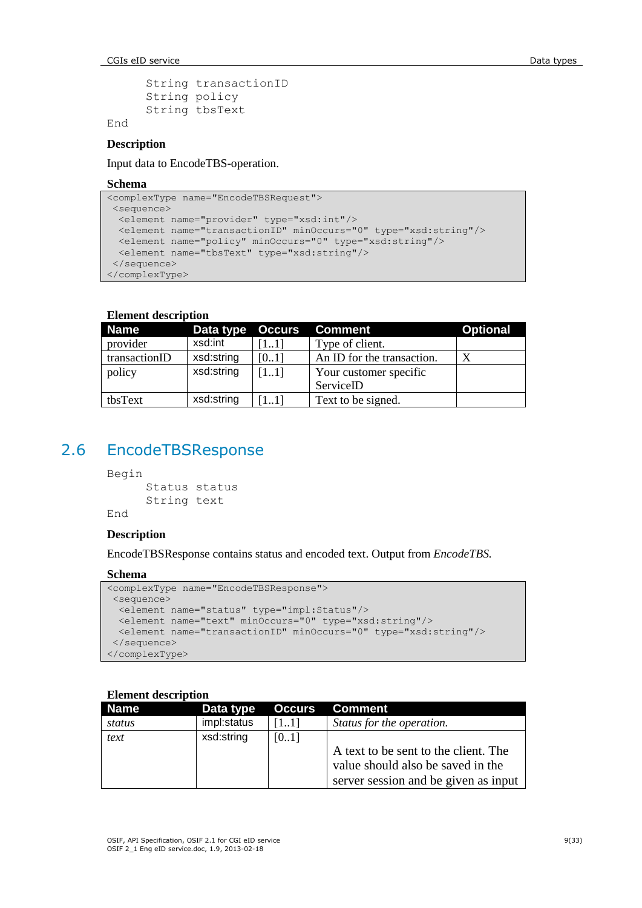```
      String transactionID
      String policy
      String tbsText
End
```

**Description**

Input data to EncodeTBS-operation.

**Schema**

```
<complexType name="EncodeTBSRequest">
 <sequence>
  <element name="provider" type="xsd:int"/>
  <element name="transactionID" minOccurs="0" type="xsd:string"/>
  <element name="policy" minOccurs="0" type="xsd:string"/>
  <element name="tbsText" type="xsd:string"/>
 </sequence>
</complexType>
```

**Element description**

| Name | Data type | Occurs | Comment | Optional |
|---|---|---|---|---|
| provider | xsd:int | [1..1] | Type of client. | |
| transactionID | xsd:string | [0..1] | An ID for the transaction. | X |
| policy | xsd:string | [1..1] | Your customer specific ServiceID | |
| tbsText | xsd:string | [1..1] | Text to be signed. | |

## 2.6 EncodeTBSResponse

```
Begin
      Status status
      String text
End
```

**Description**

EncodeTBSResponse contains status and encoded text. Output from *EncodeTBS.*

**Schema**

```
<complexType name="EncodeTBSResponse">
 <sequence>
  <element name="status" type="impl:Status"/>
  <element name="text" minOccurs="0" type="xsd:string"/>
  <element name="transactionID" minOccurs="0" type="xsd:string"/>
 </sequence>
</complexType>
```

**Element description**

| Name | Data type | Occurs | Comment |
|---|---|---|---|
| *status* | impl:status | [1..1] | *Status for the operation.* |
| *text* | xsd:string | [0..1] | A text to be sent to the client. The value should also be saved in the server session and be given as input |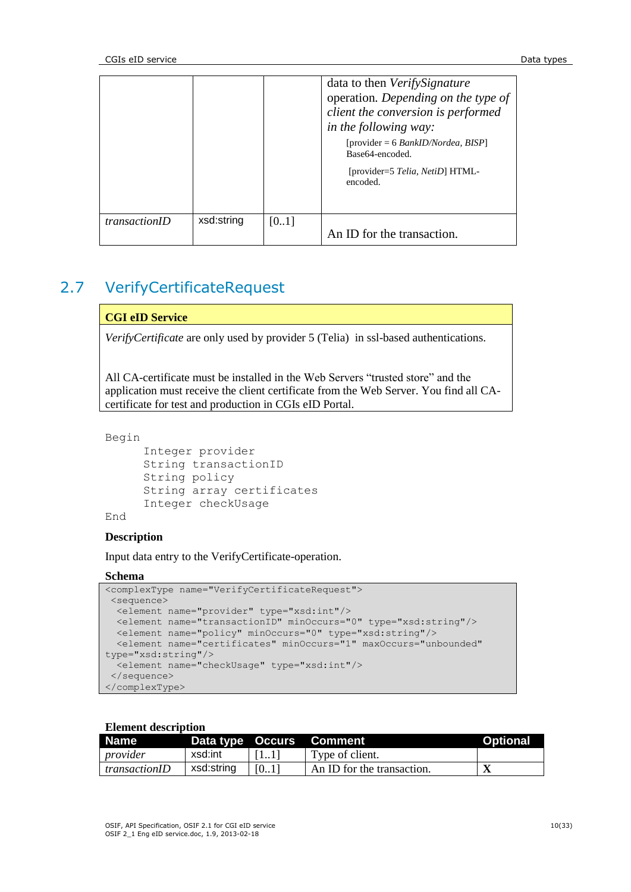| | | | data to then *VerifySignature* operation. *Depending on the type of client the conversion is performed in the following way:*<br>[provider = 6 *BankID/Nordea, BISP*] Base64-encoded.<br>[provider=5 *Telia, NetiD*] HTML-encoded. |
|---|---|---|---|
| *transactionID* | xsd:string | [0..1] | An ID for the transaction. |

## 2.7 VerifyCertificateRequest

| **CGI eID Service** |
|---|
| *VerifyCertificate* are only used by provider 5 (Telia) in ssl-based authentications.<br><br>All CA-certificate must be installed in the Web Servers "trusted store" and the application must receive the client certificate from the Web Server. You find all CA-certificate for test and production in CGIs eID Portal. |

```
Begin
      Integer provider
      String transactionID
      String policy
      String array certificates
      Integer checkUsage
End
```

**Description**

Input data entry to the VerifyCertificate-operation.

**Schema**

```
<complexType name="VerifyCertificateRequest">
 <sequence>
  <element name="provider" type="xsd:int"/>
  <element name="transactionID" minOccurs="0" type="xsd:string"/>
  <element name="policy" minOccurs="0" type="xsd:string"/>
  <element name="certificates" minOccurs="1" maxOccurs="unbounded"
type="xsd:string"/>
  <element name="checkUsage" type="xsd:int"/>
 </sequence>
</complexType>
```

**Element description**

| Name | Data type | Occurs | Comment | Optional |
|---|---|---|---|---|
| *provider* | xsd:int | [1..1] | Type of client. | |
| *transactionID* | xsd:string | [0..1] | An ID for the transaction. | **X** |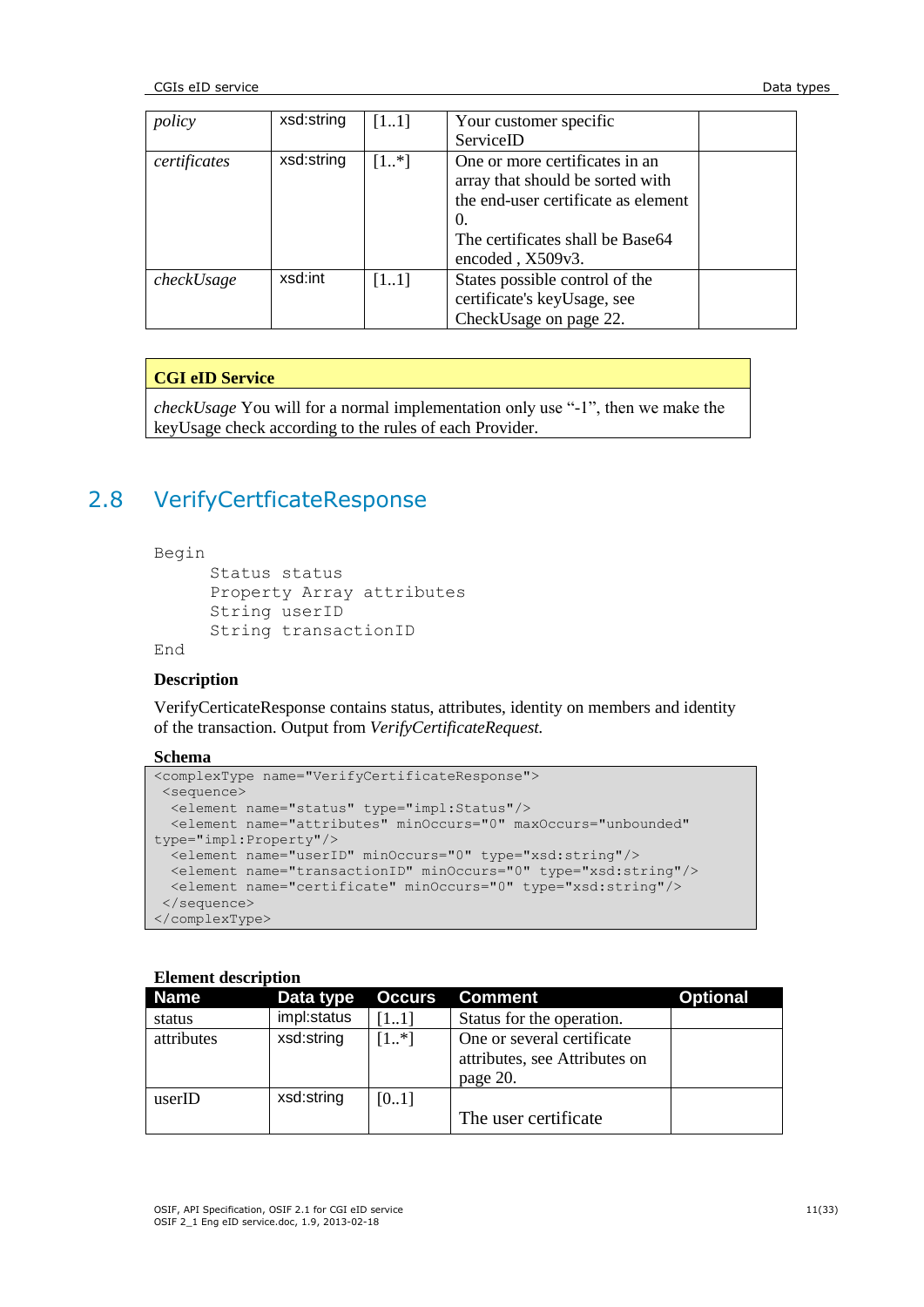| policy | xsd:string | [1..1] | Your customer specific ServiceID | |
|---|---|---|---|---|
| *certificates* | xsd:string | [1..*] | One or more certificates in an array that should be sorted with the end-user certificate as element 0.<br>The certificates shall be Base64 encoded , X509v3. | |
| *checkUsage* | xsd:int | [1..1] | States possible control of the certificate's keyUsage, see CheckUsage on page 22. | |

| **CGI eID Service** |
|---|
| *checkUsage* You will for a normal implementation only use “-1”, then we make the keyUsage check according to the rules of each Provider. |

## 2.8 VerifyCertficateResponse

```
Begin
      Status status
      Property Array attributes
      String userID
      String transactionID
End
```

**Description**

VerifyCerticateResponse contains status, attributes, identity on members and identity of the transaction. Output from *VerifyCertificateRequest.*

**Schema**

```
<complexType name="VerifyCertificateResponse">
 <sequence>
  <element name="status" type="impl:Status"/>
  <element name="attributes" minOccurs="0" maxOccurs="unbounded"
type="impl:Property"/>
  <element name="userID" minOccurs="0" type="xsd:string"/>
  <element name="transactionID" minOccurs="0" type="xsd:string"/>
  <element name="certificate" minOccurs="0" type="xsd:string"/>
 </sequence>
</complexType>
```

**Element description**

| Name | Data type | Occurs | Comment | Optional |
|---|---|---|---|---|
| status | impl:status | [1..1] | Status for the operation. | |
| attributes | xsd:string | [1..*] | One or several certificate attributes, see Attributes on page 20. | |
| userID | xsd:string | [0..1] | The user certificate | |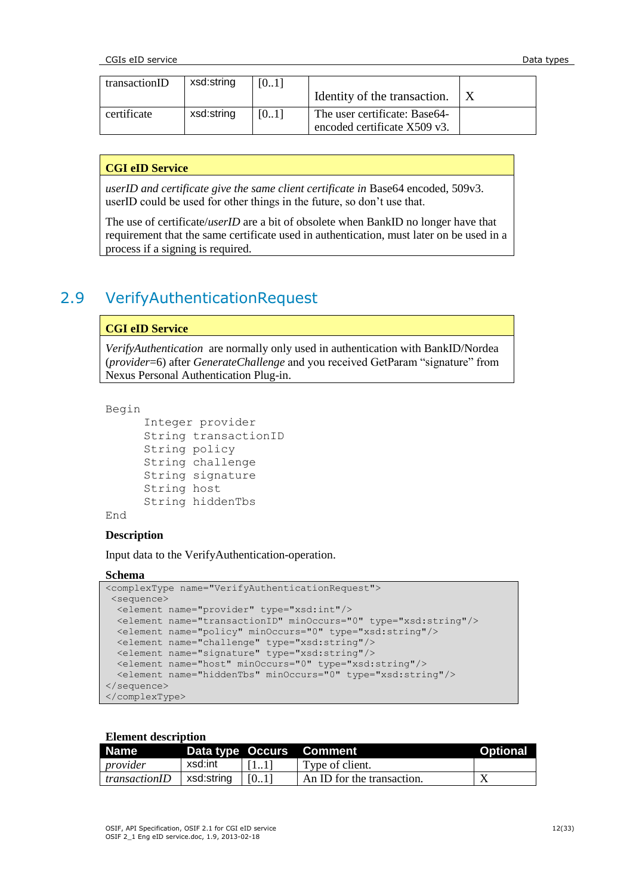| transactionID | xsd:string | [0..1] | Identity of the transaction. | X |
|---|---|---|---|---|
| certificate | xsd:string | [0..1] | The user certificate: Base64-encoded certificate X509 v3. | |

| **CGI eID Service** |
|---|
| *userID and certificate give the same client certificate in* Base64 encoded, 509v3. userID could be used for other things in the future, so don't use that.<br><br>The use of certificate/*userID* are a bit of obsolete when BankID no longer have that requirement that the same certificate used in authentication, must later on be used in a process if a signing is required. |

## 2.9 VerifyAuthenticationRequest

| **CGI eID Service** |
|---|
| *VerifyAuthentication* are normally only used in authentication with BankID/Nordea (*provider*=6) after *GenerateChallenge* and you received GetParam "signature" from Nexus Personal Authentication Plug-in. |

```
Begin
      Integer provider
      String transactionID
      String policy
      String challenge
      String signature
      String host
      String hiddenTbs
End
```

**Description**

Input data to the VerifyAuthentication-operation.

**Schema**

```
<complexType name="VerifyAuthenticationRequest">
 <sequence>
  <element name="provider" type="xsd:int"/>
  <element name="transactionID" minOccurs="0" type="xsd:string"/>
  <element name="policy" minOccurs="0" type="xsd:string"/>
  <element name="challenge" type="xsd:string"/>
  <element name="signature" type="xsd:string"/>
  <element name="host" minOccurs="0" type="xsd:string"/>
  <element name="hiddenTbs" minOccurs="0" type="xsd:string"/>
</sequence>
</complexType>
```

**Element description**

| Name | Data type | Occurs | Comment | Optional |
|---|---|---|---|---|
| *provider* | xsd:int | [1..1] | Type of client. | |
| *transactionID* | xsd:string | [0..1] | An ID for the transaction. | X |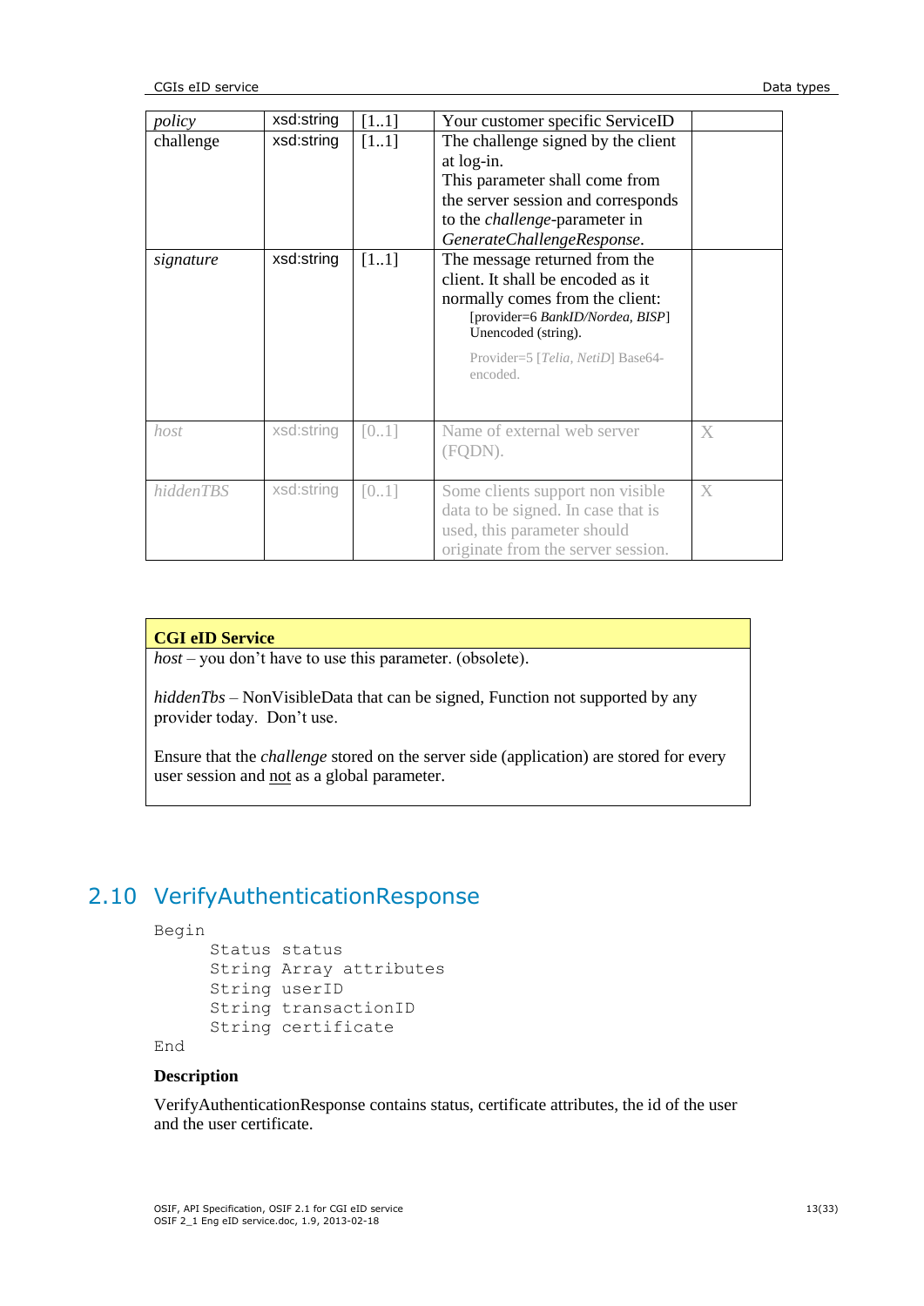| *policy* | xsd:string | [1..1] | Your customer specific ServiceID | |
|---|---|---|---|---|
| challenge | xsd:string | [1..1] | The challenge signed by the client at log-in.<br>This parameter shall come from the server session and corresponds to the *challenge*-parameter in *GenerateChallengeResponse*. | |
| *signature* | xsd:string | [1..1] | The message returned from the client. It shall be encoded as it normally comes from the client:<br>[provider=6 *BankID/Nordea, BISP*] Unencoded (string).<br>Provider=5 [*Telia, NetiD*] Base64-encoded. | |
| *host* | xsd:string | [0..1] | Name of external web server (FQDN). | X |
| *hiddenTBS* | xsd:string | [0..1] | Some clients support non visible data to be signed. In case that is used, this parameter should originate from the server session. | X |

| **CGI eID Service** |
|---|
| *host* – you don't have to use this parameter. (obsolete).<br><br>*hiddenTbs* – NonVisibleData that can be signed, Function not supported by any provider today. Don't use.<br><br>Ensure that the *challenge* stored on the server side (application) are stored for every user session and <u>not</u> as a global parameter. |

## 2.10 VerifyAuthenticationResponse

```
Begin
      Status status
      String Array attributes
      String userID
      String transactionID
      String certificate
End
```

**Description**

VerifyAuthenticationResponse contains status, certificate attributes, the id of the user and the user certificate.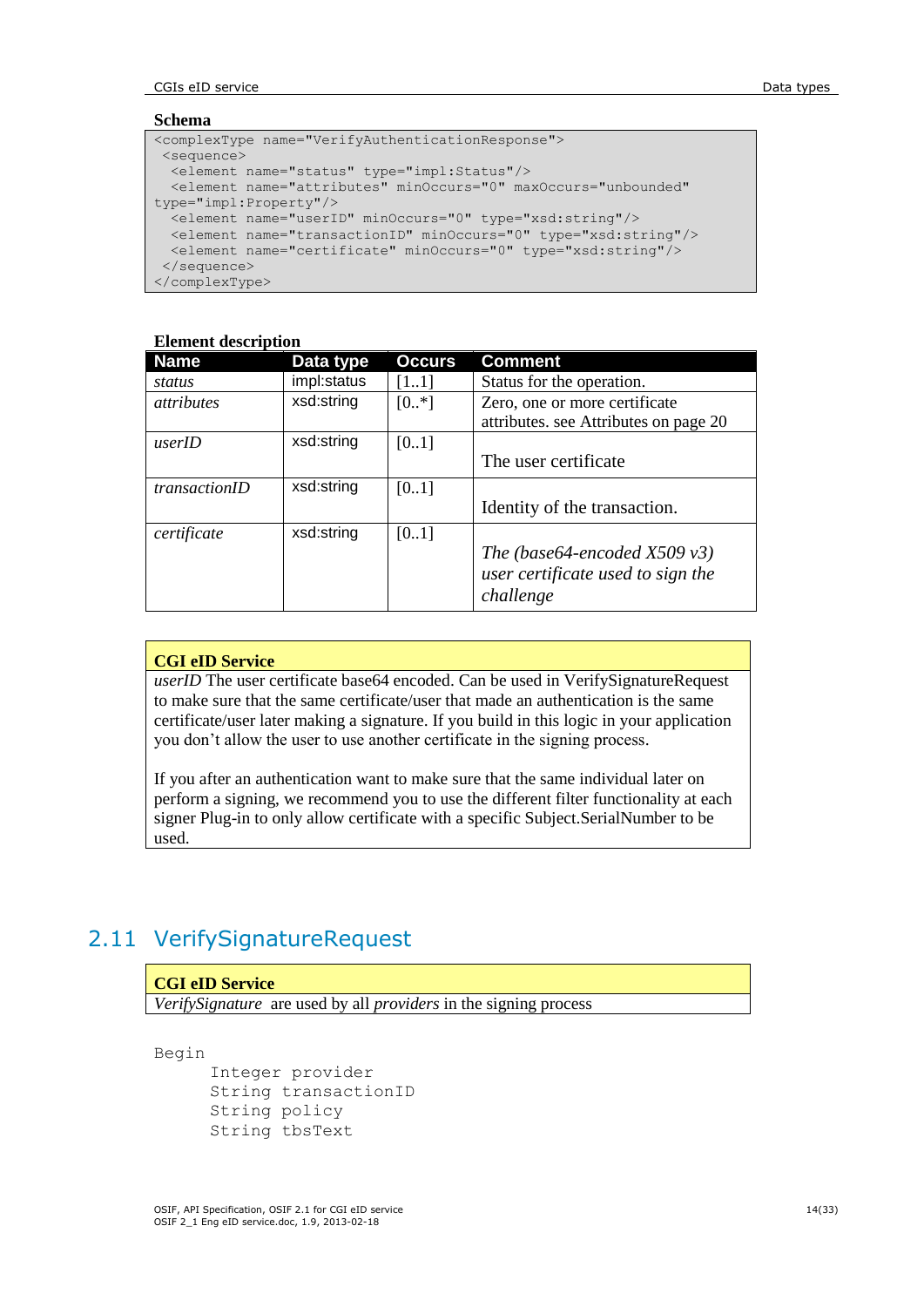**Schema**

```
<complexType name="VerifyAuthenticationResponse">
 <sequence>
  <element name="status" type="impl:Status"/>
  <element name="attributes" minOccurs="0" maxOccurs="unbounded"
type="impl:Property"/>
  <element name="userID" minOccurs="0" type="xsd:string"/>
  <element name="transactionID" minOccurs="0" type="xsd:string"/>
  <element name="certificate" minOccurs="0" type="xsd:string"/>
 </sequence>
</complexType>
```

**Element description**

| Name | Data type | Occurs | Comment |
|---|---|---|---|
| *status* | impl:status | [1..1] | Status for the operation. |
| *attributes* | xsd:string | [0..*] | Zero, one or more certificate attributes. see Attributes on page 20 |
| *userID* | xsd:string | [0..1] | The user certificate |
| *transactionID* | xsd:string | [0..1] | Identity of the transaction. |
| *certificate* | xsd:string | [0..1] | *The (base64-encoded X509 v3) user certificate used to sign the challenge* |

**CGI eID Service**

*userID* The user certificate base64 encoded. Can be used in VerifySignatureRequest to make sure that the same certificate/user that made an authentication is the same certificate/user later making a signature. If you build in this logic in your application you don't allow the user to use another certificate in the signing process.

If you after an authentication want to make sure that the same individual later on perform a signing, we recommend you to use the different filter functionality at each signer Plug-in to only allow certificate with a specific Subject.SerialNumber to be used.

## 2.11 VerifySignatureRequest

**CGI eID Service**

*VerifySignature* are used by all *providers* in the signing process

```
Begin
      Integer provider
      String transactionID
      String policy
      String tbsText
```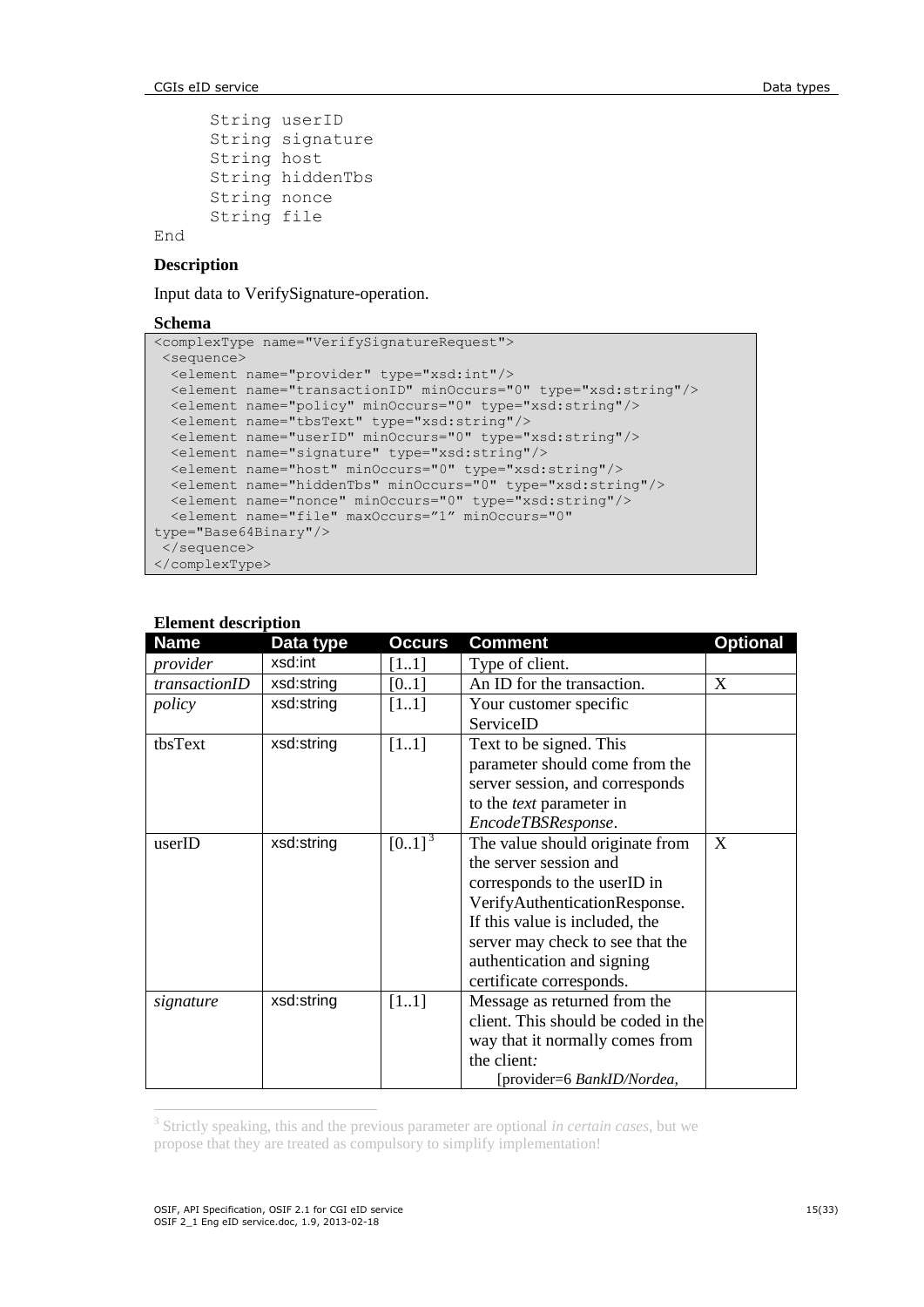```
      String userID
      String signature
      String host
      String hiddenTbs
      String nonce
      String file
End
```

**Description**

Input data to VerifySignature-operation.

**Schema**

```
<complexType name="VerifySignatureRequest">
 <sequence>
  <element name="provider" type="xsd:int"/>
  <element name="transactionID" minOccurs="0" type="xsd:string"/>
  <element name="policy" minOccurs="0" type="xsd:string"/>
  <element name="tbsText" type="xsd:string"/>
  <element name="userID" minOccurs="0" type="xsd:string"/>
  <element name="signature" type="xsd:string"/>
  <element name="host" minOccurs="0" type="xsd:string"/>
  <element name="hiddenTbs" minOccurs="0" type="xsd:string"/>
  <element name="nonce" minOccurs="0" type="xsd:string"/>
  <element name="file" maxOccurs="1" minOccurs="0"
type="Base64Binary"/>
 </sequence>
</complexType>
```

**Element description**

| Name | Data type | Occurs | Comment | Optional |
|---|---|---|---|---|
| *provider* | xsd:int | [1..1] | Type of client. | |
| *transactionID* | xsd:string | [0..1] | An ID for the transaction. | X |
| *policy* | xsd:string | [1..1] | Your customer specific ServiceID | |
| tbsText | xsd:string | [1..1] | Text to be signed. This parameter should come from the server session, and corresponds to the *text* parameter in *EncodeTBSResponse*. | |
| userID | xsd:string | [0..1][3] | The value should originate from the server session and corresponds to the userID in VerifyAuthenticationResponse. If this value is included, the server may check to see that the authentication and signing certificate corresponds. | X |
| *signature* | xsd:string | [1..1] | Message as returned from the client. This should be coded in the way that it normally comes from the client: [provider=6 *BankID/Nordea,* | |

[3] Strictly speaking, this and the previous parameter are optional *in certain cases*, but we propose that they are treated as compulsory to simplify implementation!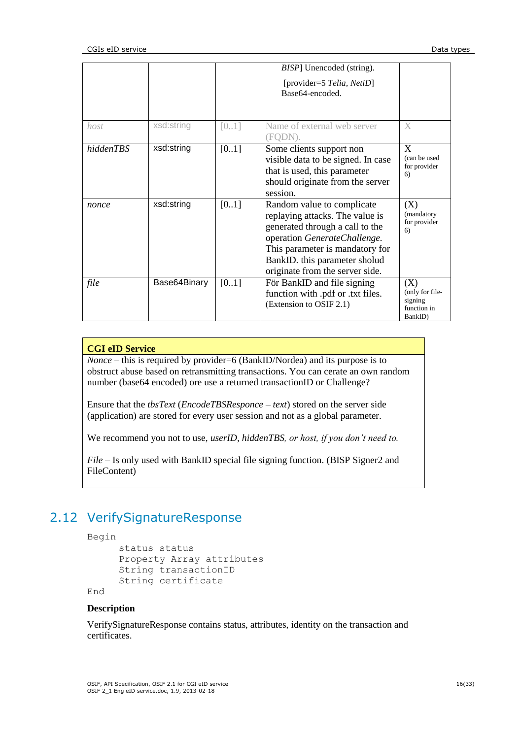| | | | *BISP*] Unencoded (string).<br><br>[provider=5 *Telia, NetiD*] Base64-encoded. | |
|---|---|---|---|---|
| *host* | xsd:string | [0..1] | Name of external web server (FQDN). | X |
| *hiddenTBS* | xsd:string | [0..1] | Some clients support non visible data to be signed. In case that is used, this parameter should originate from the server session. | X (can be used for provider 6) |
| *nonce* | xsd:string | [0..1] | Random value to complicate replaying attacks. The value is generated through a call to the operation *GenerateChallenge.* This parameter is mandatory for BankID. this parameter sholud originate from the server side. | (X) (mandatory for provider 6) |
| *file* | Base64Binary | [0..1] | För BankID and file signing function with .pdf or .txt files. (Extension to OSIF 2.1) | (X) (only for file-signing function in BankID) |

**CGI eID Service**

*Nonce* – this is required by provider=6 (BankID/Nordea) and its purpose is to obstruct abuse based on retransmitting transactions. You can cerate an own random number (base64 encoded) ore use a returned transactionID or Challenge?

Ensure that the *tbsText* (*EncodeTBSResponce – text*) stored on the server side (application) are stored for every user session and not as a global parameter.

We recommend you not to use, *userID, hiddenTBS, or host, if you don't need to.*

*File* – Is only used with BankID special file signing function. (BISP Signer2 and FileContent)

## 2.12 VerifySignatureResponse

```
Begin
      status status
      Property Array attributes
      String transactionID
      String certificate
End
```

**Description**

VerifySignatureResponse contains status, attributes, identity on the transaction and certificates.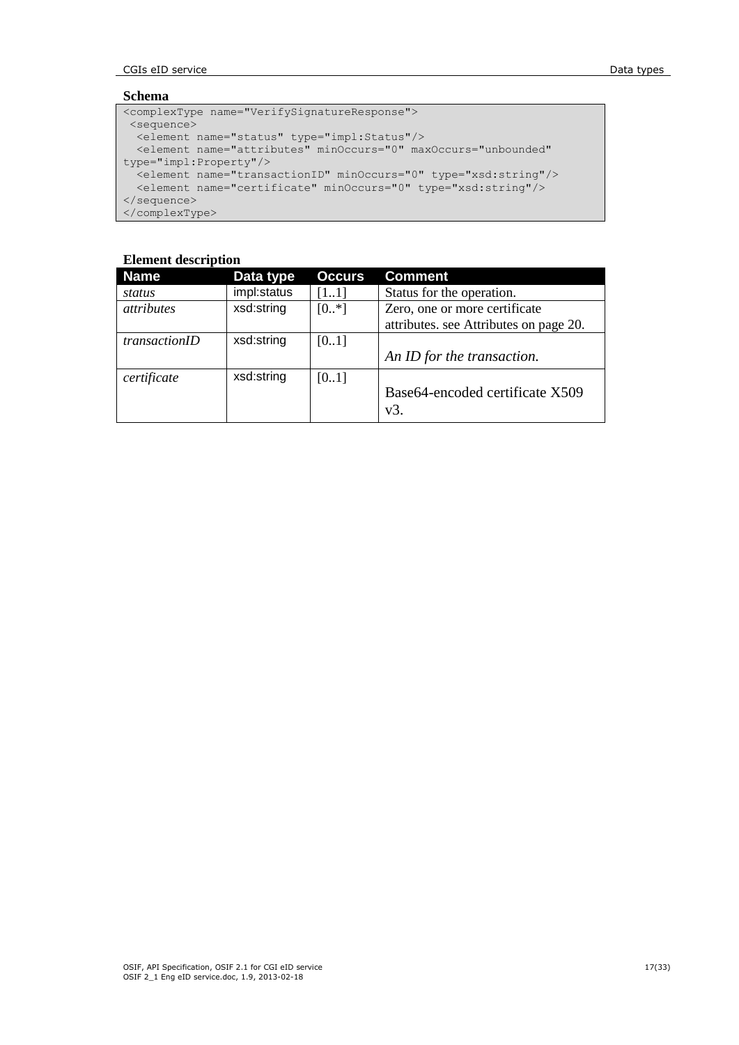**Schema**

```
<complexType name="VerifySignatureResponse">
 <sequence>
  <element name="status" type="impl:Status"/>
  <element name="attributes" minOccurs="0" maxOccurs="unbounded"
type="impl:Property"/>
  <element name="transactionID" minOccurs="0" type="xsd:string"/>
  <element name="certificate" minOccurs="0" type="xsd:string"/>
</sequence>
</complexType>
```

**Element description**

| Name | Data type | Occurs | Comment |
|---|---|---|---|
| *status* | impl:status | [1..1] | Status for the operation. |
| *attributes* | xsd:string | [0..*] | Zero, one or more certificate attributes. see Attributes on page 20. |
| *transactionID* | xsd:string | [0..1] | *An ID for the transaction.* |
| *certificate* | xsd:string | [0..1] | Base64-encoded certificate X509 v3. |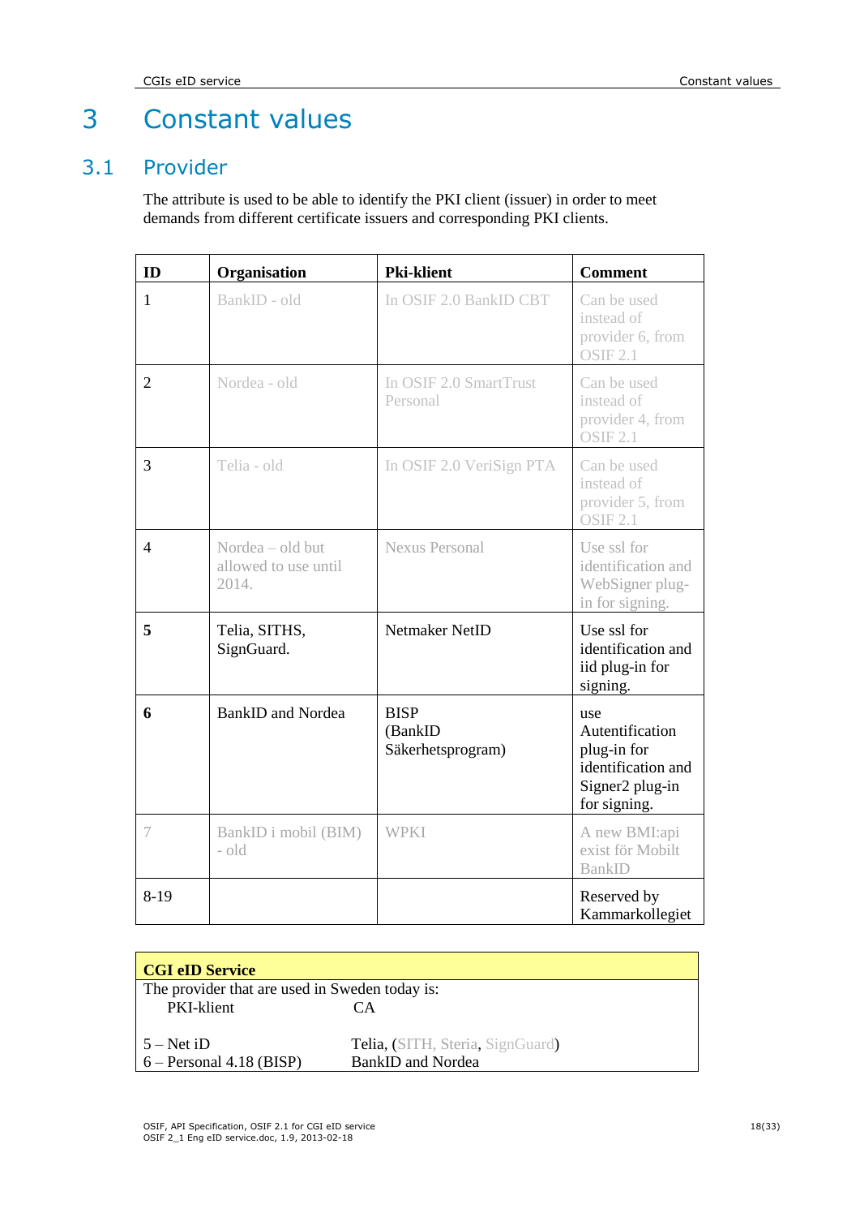# 3 Constant values

## 3.1 Provider

The attribute is used to be able to identify the PKI client (issuer) in order to meet demands from different certificate issuers and corresponding PKI clients.

| ID | Organisation | Pki-klient | Comment |
|---|---|---|---|
| 1 | BankID - old | In OSIF 2.0 BankID CBT | Can be used instead of provider 6, from OSIF 2.1 |
| 2 | Nordea - old | In OSIF 2.0 SmartTrust Personal | Can be used instead of provider 4, from OSIF 2.1 |
| 3 | Telia - old | In OSIF 2.0 VeriSign PTA | Can be used instead of provider 5, from OSIF 2.1 |
| 4 | Nordea – old but allowed to use until 2014. | Nexus Personal | Use ssl for identification and WebSigner plug-in for signing. |
| **5** | Telia, SITHS, SignGuard. | Netmaker NetID | Use ssl for identification and iid plug-in for signing. |
| **6** | BankID and Nordea | BISP (BankID Säkerhetsprogram) | use Autentification plug-in for identification and Signer2 plug-in for signing. |
| 7 | BankID i mobil (BIM) - old | WPKI | A new BMI:api exist för Mobilt BankID |
| 8-19 | | | Reserved by Kammarkollegiet |

| **CGI eID Service** | |
|---|---|
| The provider that are used in Sweden today is: | |
| PKI-klient | CA |
| 5 – Net iD | Telia, (SITH, Steria, SignGuard) |
| 6 – Personal 4.18 (BISP) | BankID and Nordea |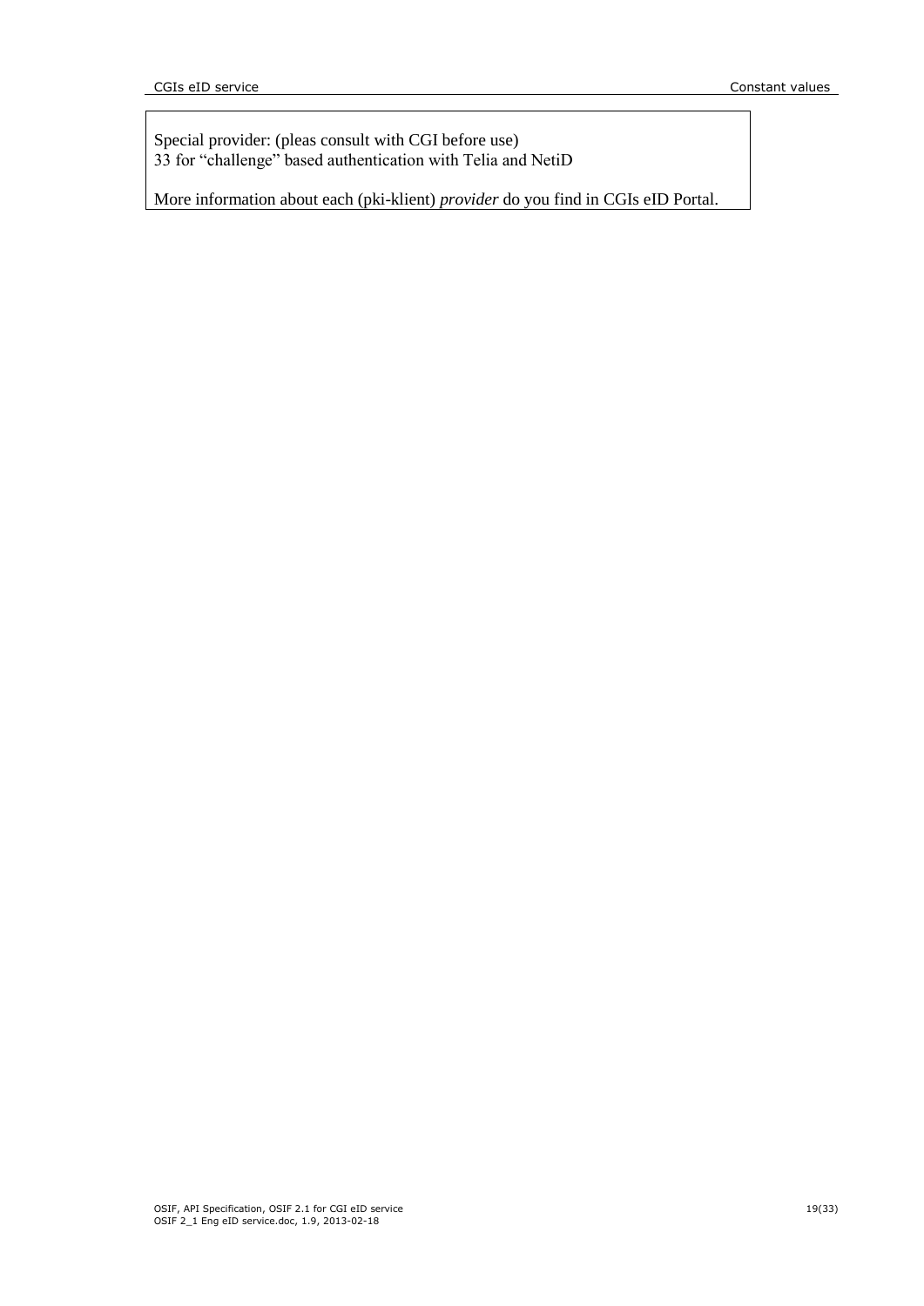Special provider: (pleas consult with CGI before use)
33 for "challenge" based authentication with Telia and NetiD

More information about each (pki-klient) *provider* do you find in CGIs eID Portal.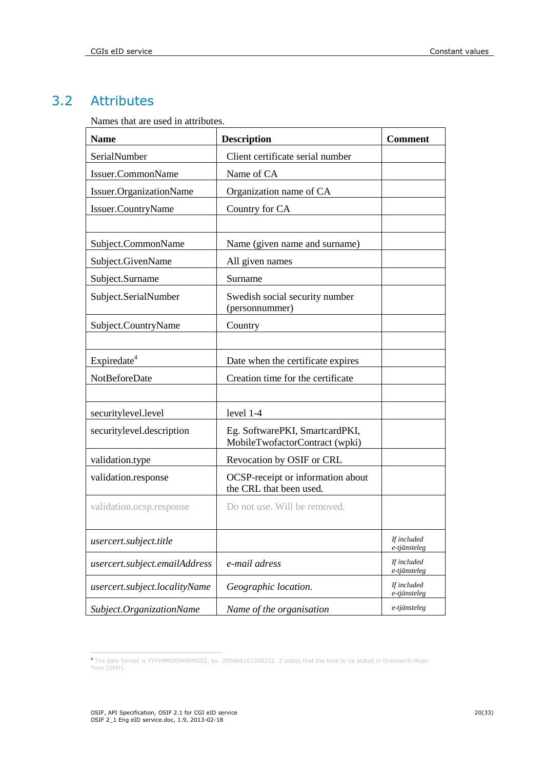## 3.2 Attributes

Names that are used in attributes.

| Name | Description | Comment |
|---|---|---|
| SerialNumber | Client certificate serial number | |
| Issuer.CommonName | Name of CA | |
| Issuer.OrganizationName | Organization name of CA | |
| Issuer.CountryName | Country for CA | |
| | | |
| Subject.CommonName | Name (given name and surname) | |
| Subject.GivenName | All given names | |
| Subject.Surname | Surname | |
| Subject.SerialNumber | Swedish social security number (personnummer) | |
| Subject.CountryName | Country | |
| | | |
| Expiredate[4] | Date when the certificate expires | |
| NotBeforeDate | Creation time for the certificate | |
| | | |
| securitylevel.level | level 1-4 | |
| securitylevel.description | Eg. SoftwarePKI, SmartcardPKI, MobileTwofactorContract (wpki) | |
| validation.type | Revocation by OSIF or CRL | |
| validation.response | OCSP-receipt or information about the CRL that been used. | |
| validation.ocsp.response | Do not use. Will be removed. | |
| *usercert.subject.title* | | *If included e-tjänsteleg* |
| *usercert.subject.emailAddress* | *e-mail adress* | *If included e-tjänsteleg* |
| *usercert.subject.localityName* | *Geographic location.* | *If included e-tjänsteleg* |
| *Subject.OrganizationName* | *Name of the organisation* | *e-tjänsteleg* |

[4] The date format is YYYYMMDDHHMMSSZ, ex: 20040616135825Z. Z states that the time to be stated in Greenwich Mean Time (GMT).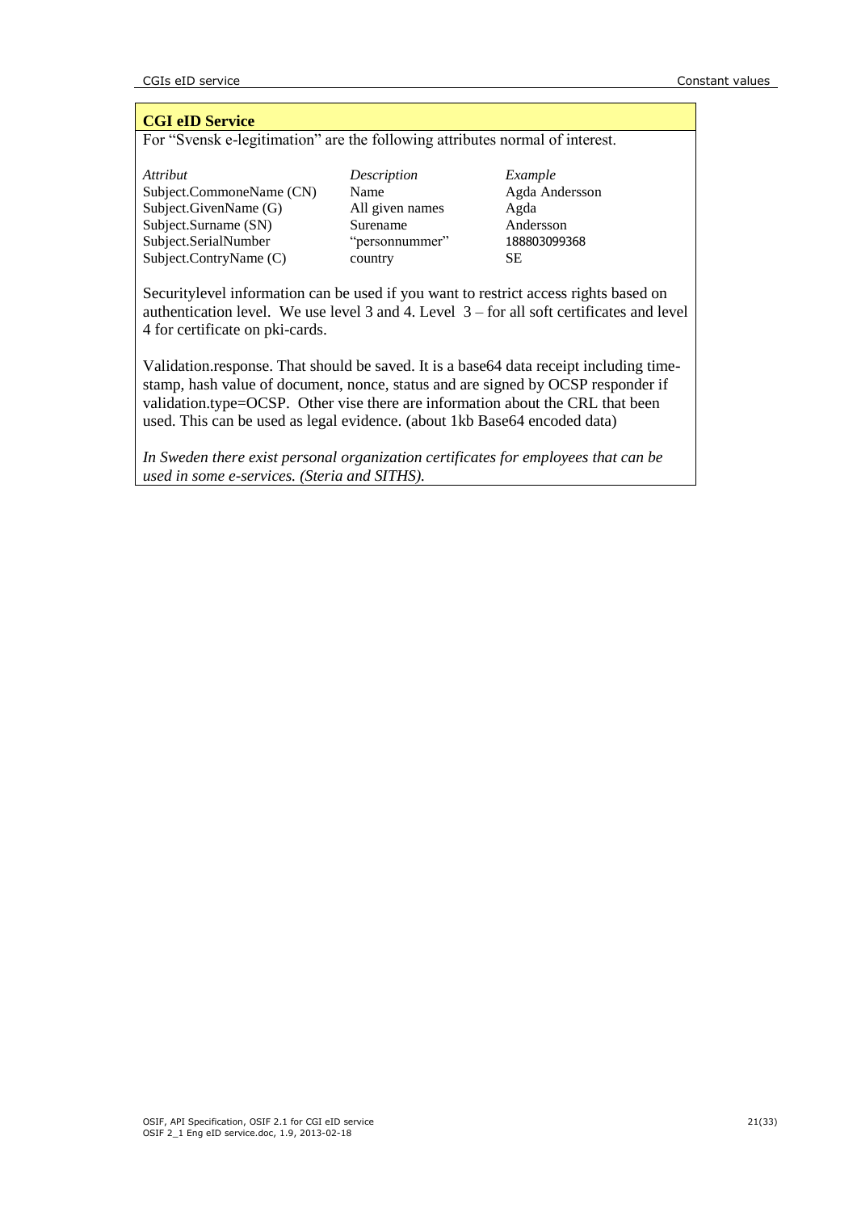**CGI eID Service**

For "Svensk e-legitimation" are the following attributes normal of interest.

| *Attribut* | *Description* | *Example* |
|---|---|---|
| Subject.CommoneName (CN) | Name | Agda Andersson |
| Subject.GivenName (G) | All given names | Agda |
| Subject.Surname (SN) | Surename | Andersson |
| Subject.SerialNumber | "personnummer" | 188803099368 |
| Subject.ContryName (C) | country | SE |

Securitylevel information can be used if you want to restrict access rights based on authentication level. We use level 3 and 4. Level 3 – for all soft certificates and level 4 for certificate on pki-cards.

Validation.response. That should be saved. It is a base64 data receipt including time-stamp, hash value of document, nonce, status and are signed by OCSP responder if validation.type=OCSP. Other vise there are information about the CRL that been used. This can be used as legal evidence. (about 1kb Base64 encoded data)

*In Sweden there exist personal organization certificates for employees that can be used in some e-services. (Steria and SITHS).*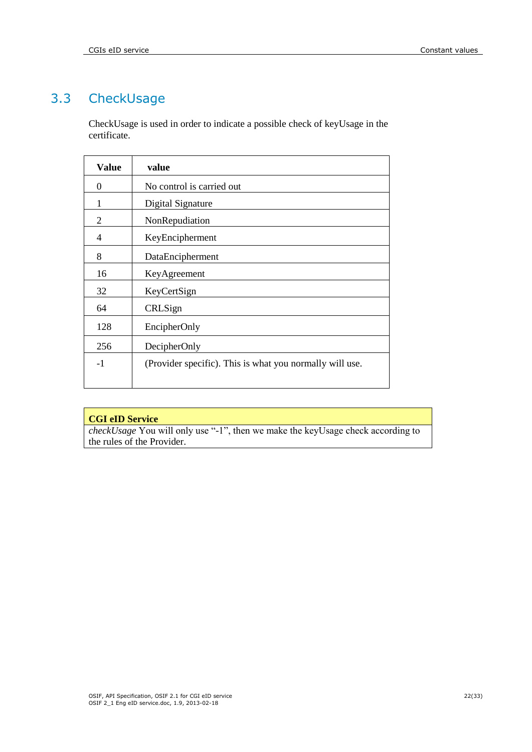## 3.3 CheckUsage

CheckUsage is used in order to indicate a possible check of keyUsage in the certificate.

| Value | value |
|---|---|
| 0 | No control is carried out |
| 1 | Digital Signature |
| 2 | NonRepudiation |
| 4 | KeyEncipherment |
| 8 | DataEncipherment |
| 16 | KeyAgreement |
| 32 | KeyCertSign |
| 64 | CRLSign |
| 128 | EncipherOnly |
| 256 | DecipherOnly |
| -1 | (Provider specific). This is what you normally will use. |

| **CGI eID Service** |
|---|
| *checkUsage* You will only use “-1”, then we make the keyUsage check according to the rules of the Provider. |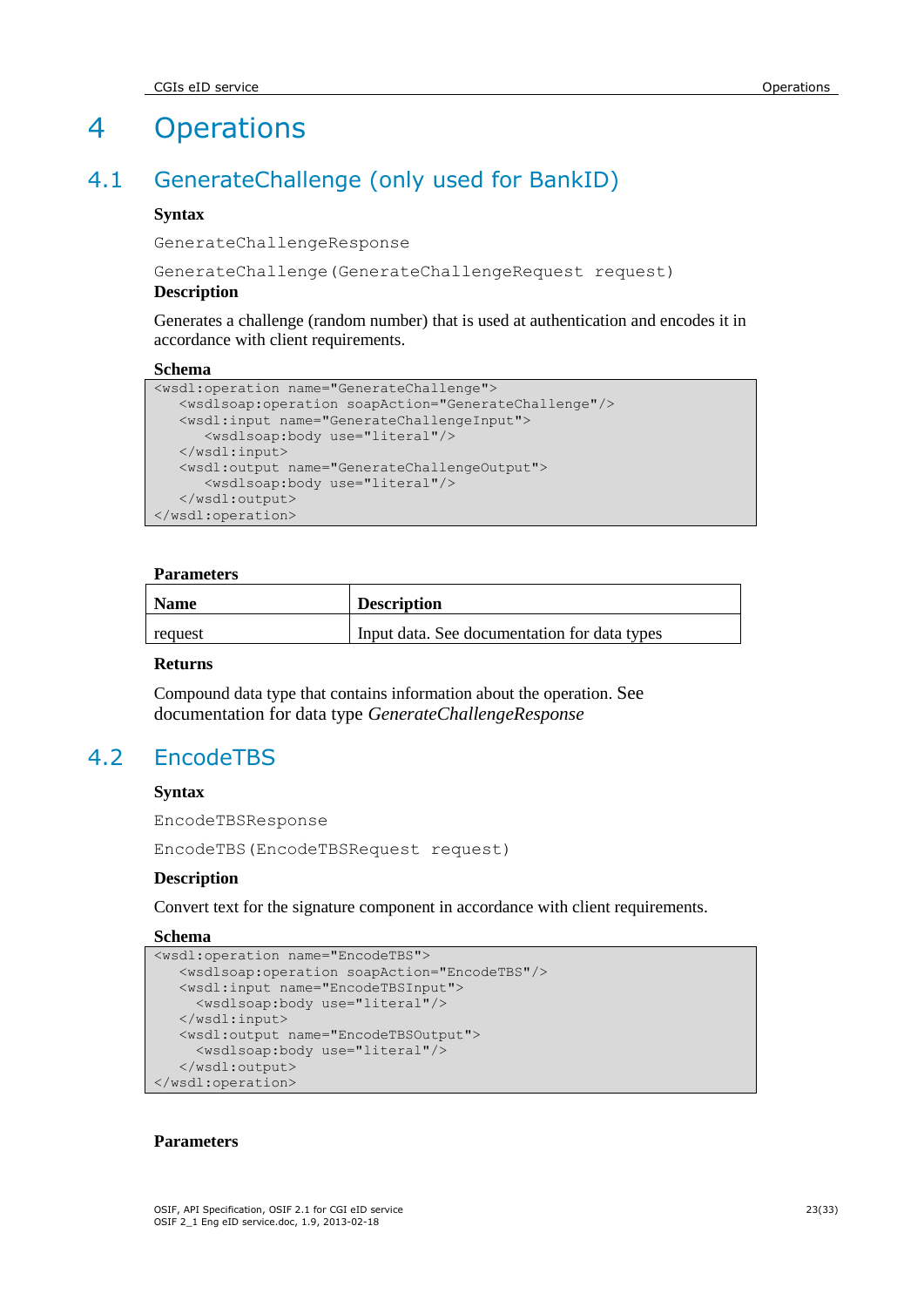# 4 Operations

## 4.1 GenerateChallenge (only used for BankID)

**Syntax**

```
GenerateChallengeResponse

GenerateChallenge(GenerateChallengeRequest request)
```

**Description**

Generates a challenge (random number) that is used at authentication and encodes it in accordance with client requirements.

**Schema**

```
<wsdl:operation name="GenerateChallenge">
   <wsdlsoap:operation soapAction="GenerateChallenge"/>
   <wsdl:input name="GenerateChallengeInput">
      <wsdlsoap:body use="literal"/>
   </wsdl:input>
   <wsdl:output name="GenerateChallengeOutput">
      <wsdlsoap:body use="literal"/>
   </wsdl:output>
</wsdl:operation>
```

**Parameters**

| Name | Description |
|---|---|
| request | Input data. See documentation for data types |

**Returns**

Compound data type that contains information about the operation. See documentation for data type *GenerateChallengeResponse*

## 4.2 EncodeTBS

**Syntax**

```
EncodeTBSResponse

EncodeTBS(EncodeTBSRequest request)
```

**Description**

Convert text for the signature component in accordance with client requirements.

**Schema**

```
<wsdl:operation name="EncodeTBS">
   <wsdlsoap:operation soapAction="EncodeTBS"/>
   <wsdl:input name="EncodeTBSInput">
     <wsdlsoap:body use="literal"/>
   </wsdl:input>
   <wsdl:output name="EncodeTBSOutput">
     <wsdlsoap:body use="literal"/>
   </wsdl:output>
</wsdl:operation>
```

**Parameters**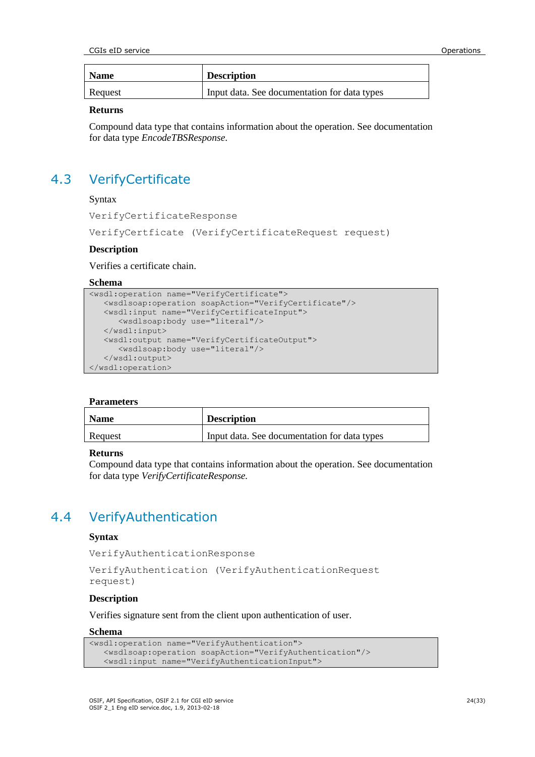| Name | Description |
| --- | --- |
| Request | Input data. See documentation for data types |

**Returns**

Compound data type that contains information about the operation. See documentation for data type *EncodeTBSResponse*.

## 4.3 VerifyCertificate

Syntax

```
VerifyCertificateResponse
```

```
VerifyCertficate (VerifyCertificateRequest request)
```

**Description**

Verifies a certificate chain.

**Schema**

```
<wsdl:operation name="VerifyCertificate">
   <wsdlsoap:operation soapAction="VerifyCertificate"/>
   <wsdl:input name="VerifyCertificateInput">
      <wsdlsoap:body use="literal"/>
   </wsdl:input>
   <wsdl:output name="VerifyCertificateOutput">
      <wsdlsoap:body use="literal"/>
   </wsdl:output>
</wsdl:operation>
```

**Parameters**

| Name | Description |
| --- | --- |
| Request | Input data. See documentation for data types |

**Returns**

Compound data type that contains information about the operation. See documentation for data type *VerifyCertificateResponse.*

## 4.4 VerifyAuthentication

**Syntax**

```
VerifyAuthenticationResponse
```

```
VerifyAuthentication (VerifyAuthenticationRequest
request)
```

**Description**

Verifies signature sent from the client upon authentication of user.

**Schema**

```
<wsdl:operation name="VerifyAuthentication">
   <wsdlsoap:operation soapAction="VerifyAuthentication"/>
   <wsdl:input name="VerifyAuthenticationInput">
```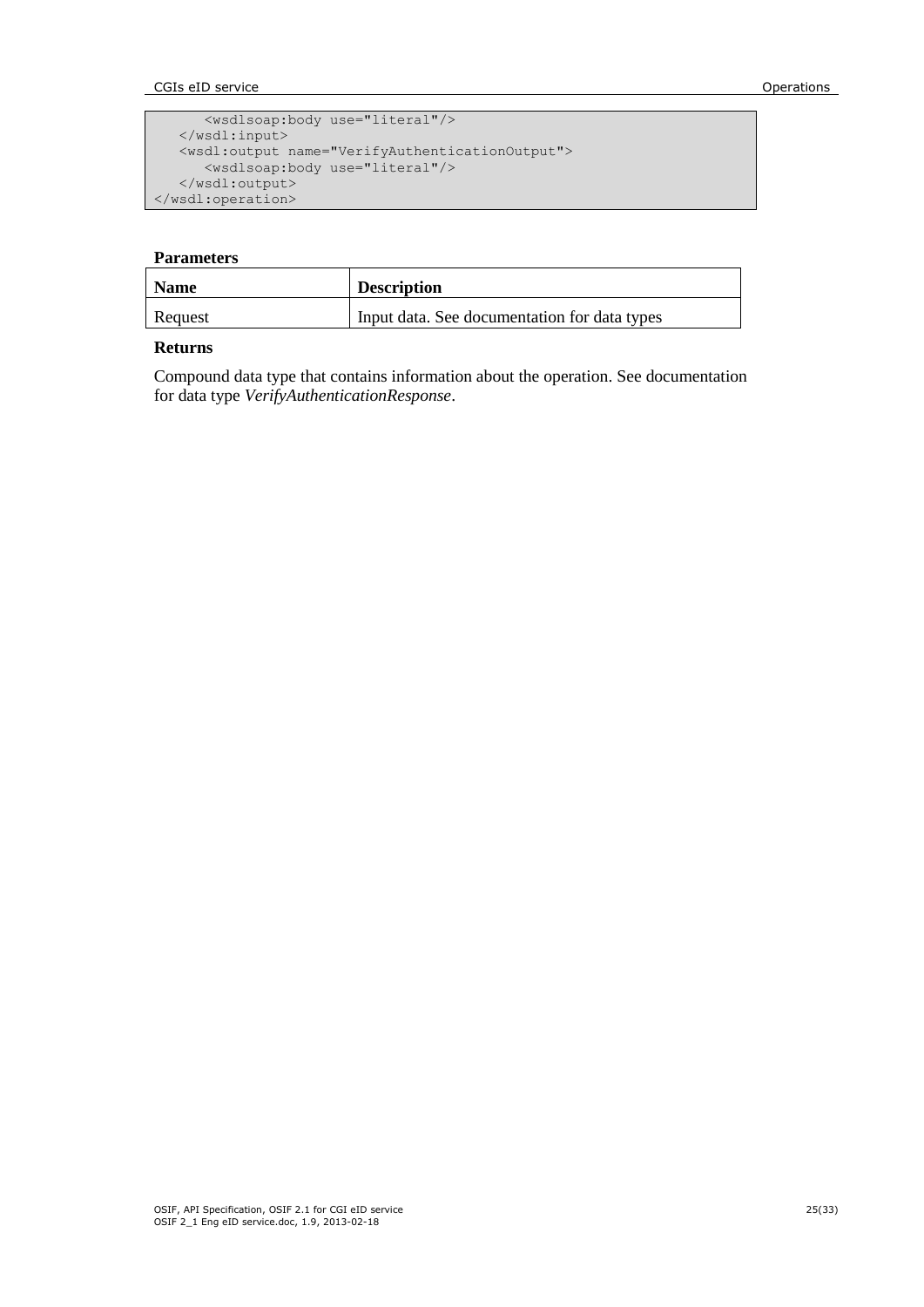```
      <wsdlsoap:body use="literal"/>
   </wsdl:input>
   <wsdl:output name="VerifyAuthenticationOutput">
      <wsdlsoap:body use="literal"/>
   </wsdl:output>
</wsdl:operation>
```

**Parameters**

| Name | Description |
|---|---|
| Request | Input data. See documentation for data types |

**Returns**

Compound data type that contains information about the operation. See documentation for data type *VerifyAuthenticationResponse*.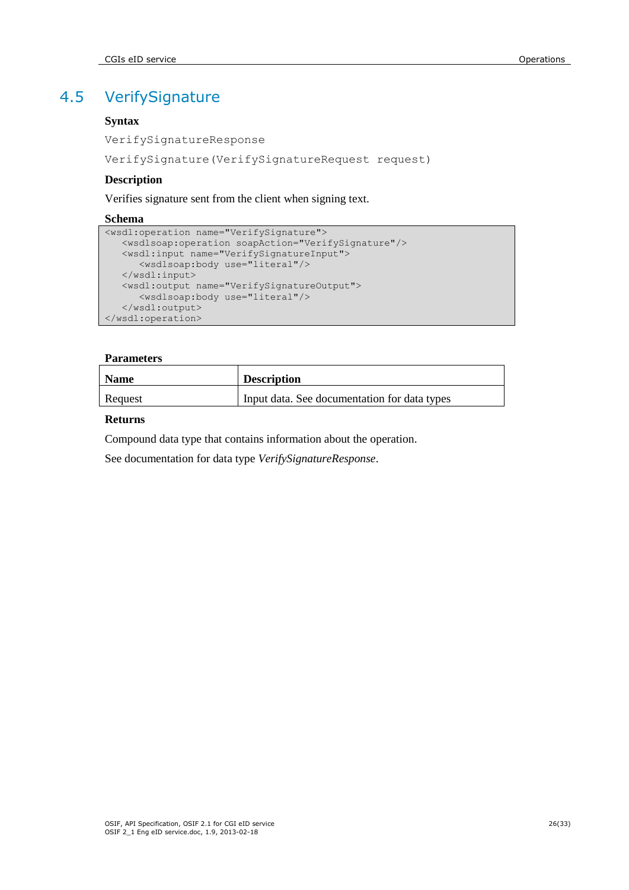## 4.5 VerifySignature

**Syntax**

`VerifySignatureResponse`

`VerifySignature(VerifySignatureRequest request)`

**Description**

Verifies signature sent from the client when signing text.

**Schema**

```
<wsdl:operation name="VerifySignature">
   <wsdlsoap:operation soapAction="VerifySignature"/>
   <wsdl:input name="VerifySignatureInput">
      <wsdlsoap:body use="literal"/>
   </wsdl:input>
   <wsdl:output name="VerifySignatureOutput">
      <wsdlsoap:body use="literal"/>
   </wsdl:output>
</wsdl:operation>
```

**Parameters**

| Name | Description |
|---|---|
| Request | Input data. See documentation for data types |

**Returns**

Compound data type that contains information about the operation.

See documentation for data type *VerifySignatureResponse*.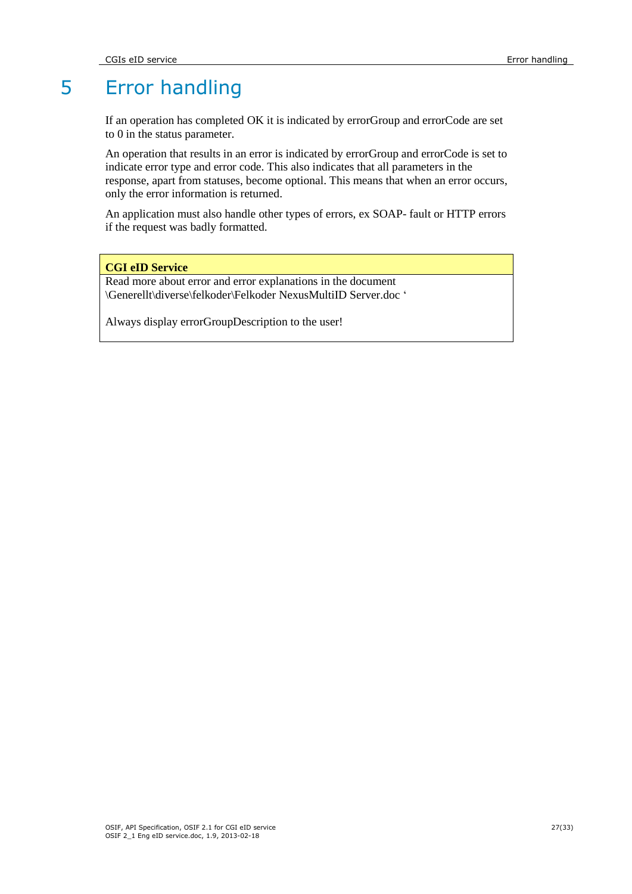# 5 Error handling

If an operation has completed OK it is indicated by errorGroup and errorCode are set to 0 in the status parameter.

An operation that results in an error is indicated by errorGroup and errorCode is set to indicate error type and error code. This also indicates that all parameters in the response, apart from statuses, become optional. This means that when an error occurs, only the error information is returned.

An application must also handle other types of errors, ex SOAP- fault or HTTP errors if the request was badly formatted.

| **CGI eID Service** |
|---|
| Read more about error and error explanations in the document \Generellt\diverse\felkoder\Felkoder NexusMultiID Server.doc ‘<br><br>Always display errorGroupDescription to the user! |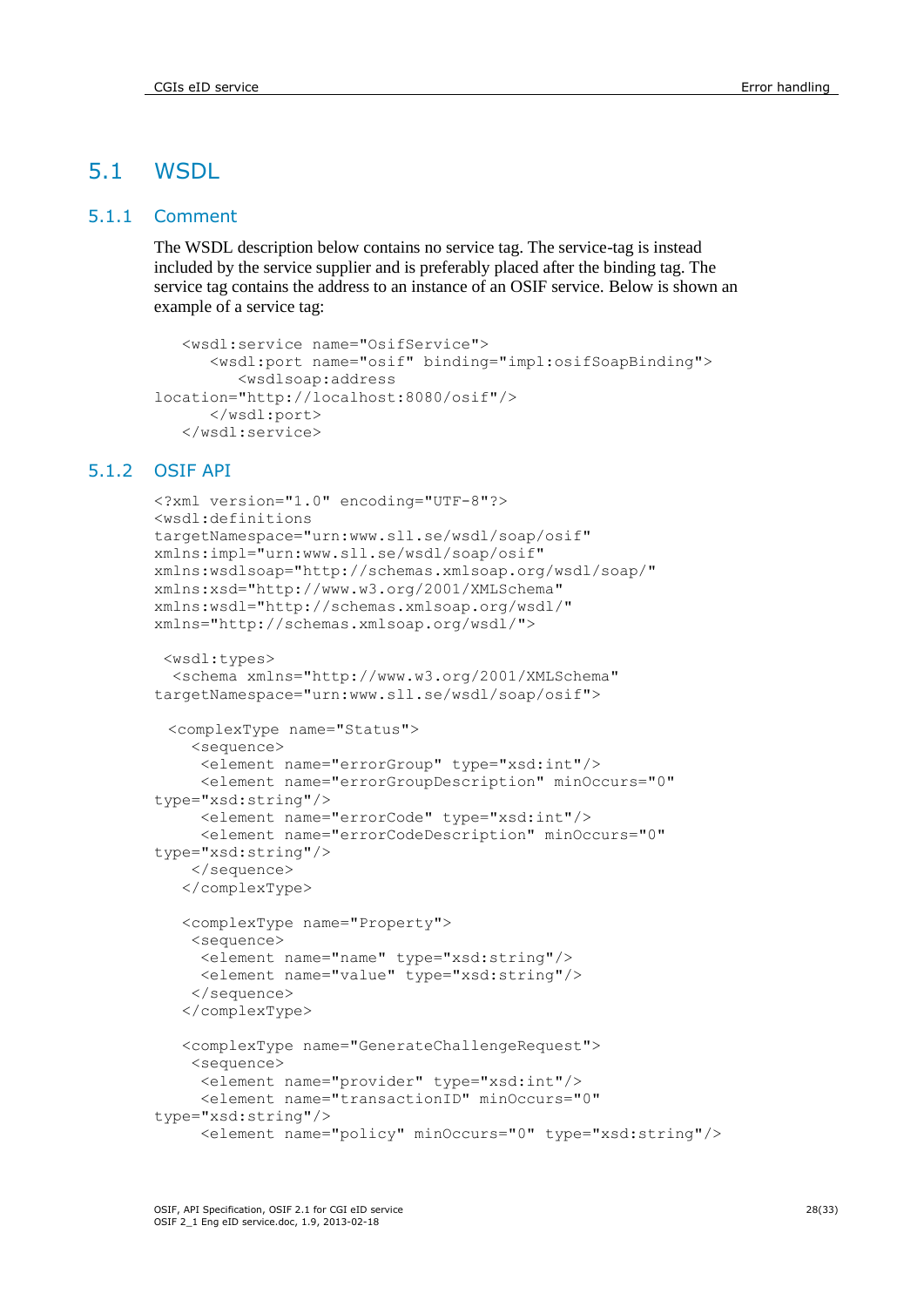## 5.1 WSDL

### 5.1.1 Comment

The WSDL description below contains no service tag. The service-tag is instead included by the service supplier and is preferably placed after the binding tag. The service tag contains the address to an instance of an OSIF service. Below is shown an example of a service tag:

```
   <wsdl:service name="OsifService">
      <wsdl:port name="osif" binding="impl:osifSoapBinding">
         <wsdlsoap:address
location="http://localhost:8080/osif"/>
      </wsdl:port>
   </wsdl:service>
```

### 5.1.2 OSIF API

```
<?xml version="1.0" encoding="UTF-8"?>
<wsdl:definitions
targetNamespace="urn:www.sll.se/wsdl/soap/osif"
xmlns:impl="urn:www.sll.se/wsdl/soap/osif"
xmlns:wsdlsoap="http://schemas.xmlsoap.org/wsdl/soap/"
xmlns:xsd="http://www.w3.org/2001/XMLSchema"
xmlns:wsdl="http://schemas.xmlsoap.org/wsdl/"
xmlns="http://schemas.xmlsoap.org/wsdl/">

 <wsdl:types>
  <schema xmlns="http://www.w3.org/2001/XMLSchema"
targetNamespace="urn:www.sll.se/wsdl/soap/osif">

  <complexType name="Status">
    <sequence>
     <element name="errorGroup" type="xsd:int"/>
     <element name="errorGroupDescription" minOccurs="0"
type="xsd:string"/>
     <element name="errorCode" type="xsd:int"/>
     <element name="errorCodeDescription" minOccurs="0"
type="xsd:string"/>
    </sequence>
   </complexType>

   <complexType name="Property">
    <sequence>
     <element name="name" type="xsd:string"/>
     <element name="value" type="xsd:string"/>
    </sequence>
   </complexType>

   <complexType name="GenerateChallengeRequest">
    <sequence>
     <element name="provider" type="xsd:int"/>
     <element name="transactionID" minOccurs="0"
type="xsd:string"/>
     <element name="policy" minOccurs="0" type="xsd:string"/>
```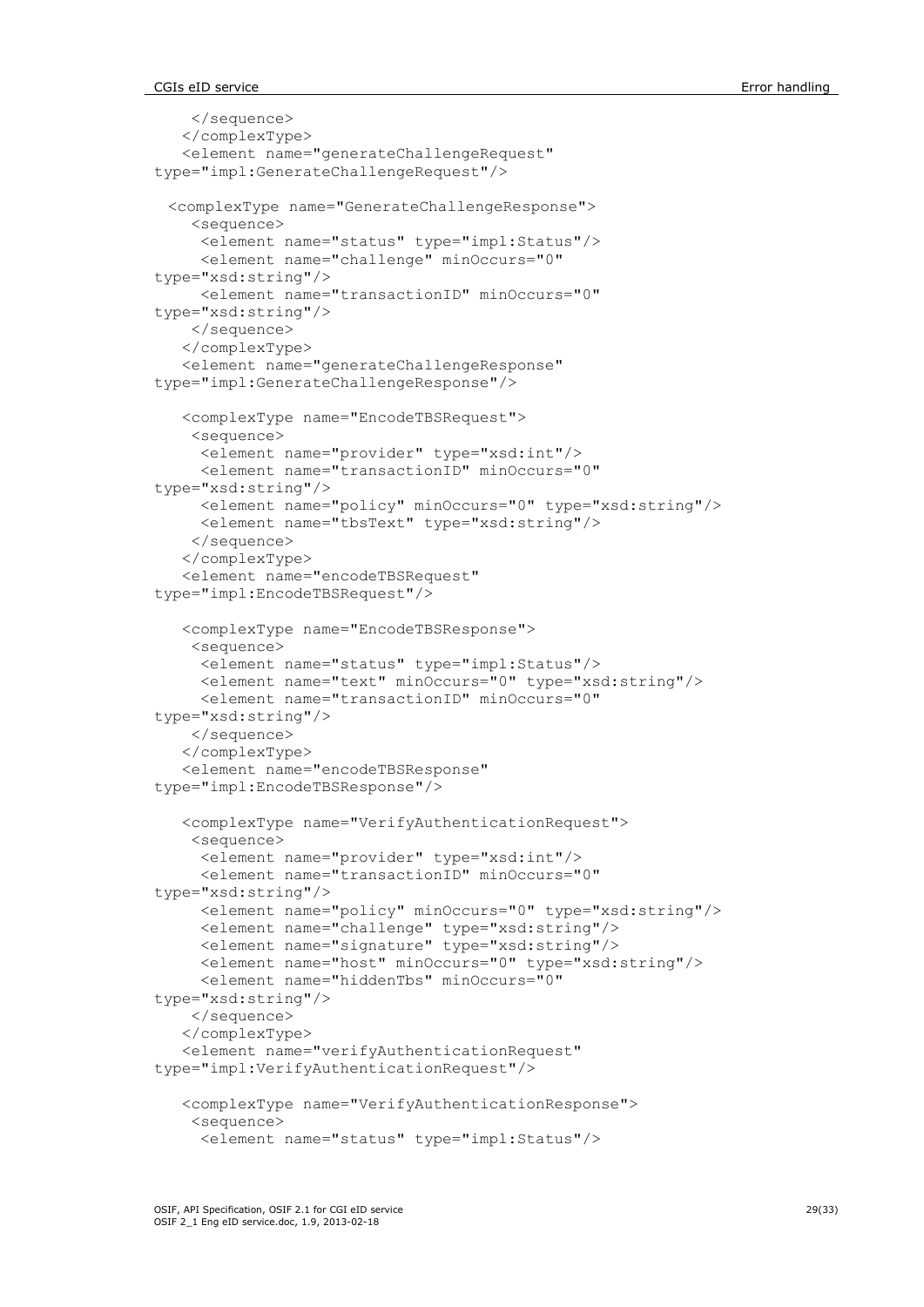```
    </sequence>
   </complexType>
   <element name="generateChallengeRequest"
type="impl:GenerateChallengeRequest"/>

  <complexType name="GenerateChallengeResponse">
    <sequence>
     <element name="status" type="impl:Status"/>
     <element name="challenge" minOccurs="0"
type="xsd:string"/>
     <element name="transactionID" minOccurs="0"
type="xsd:string"/>
    </sequence>
   </complexType>
   <element name="generateChallengeResponse"
type="impl:GenerateChallengeResponse"/>

   <complexType name="EncodeTBSRequest">
    <sequence>
     <element name="provider" type="xsd:int"/>
     <element name="transactionID" minOccurs="0"
type="xsd:string"/>
     <element name="policy" minOccurs="0" type="xsd:string"/>
     <element name="tbsText" type="xsd:string"/>
    </sequence>
   </complexType>
   <element name="encodeTBSRequest"
type="impl:EncodeTBSRequest"/>

   <complexType name="EncodeTBSResponse">
    <sequence>
     <element name="status" type="impl:Status"/>
     <element name="text" minOccurs="0" type="xsd:string"/>
     <element name="transactionID" minOccurs="0"
type="xsd:string"/>
    </sequence>
   </complexType>
   <element name="encodeTBSResponse"
type="impl:EncodeTBSResponse"/>

   <complexType name="VerifyAuthenticationRequest">
    <sequence>
     <element name="provider" type="xsd:int"/>
     <element name="transactionID" minOccurs="0"
type="xsd:string"/>
     <element name="policy" minOccurs="0" type="xsd:string"/>
     <element name="challenge" type="xsd:string"/>
     <element name="signature" type="xsd:string"/>
     <element name="host" minOccurs="0" type="xsd:string"/>
     <element name="hiddenTbs" minOccurs="0"
type="xsd:string"/>
    </sequence>
   </complexType>
   <element name="verifyAuthenticationRequest"
type="impl:VerifyAuthenticationRequest"/>

   <complexType name="VerifyAuthenticationResponse">
    <sequence>
     <element name="status" type="impl:Status"/>
```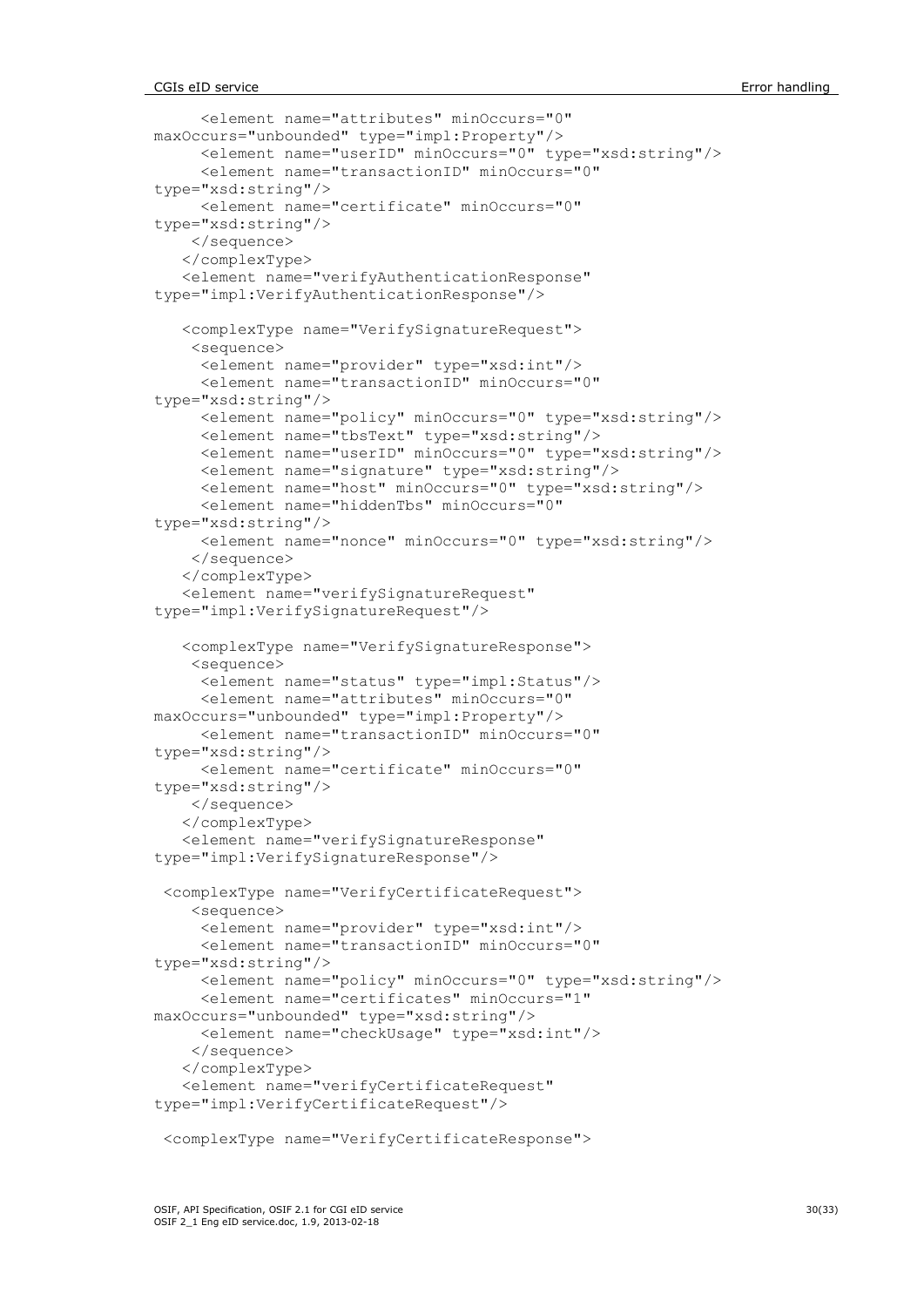```
     <element name="attributes" minOccurs="0"
maxOccurs="unbounded" type="impl:Property"/>
     <element name="userID" minOccurs="0" type="xsd:string"/>
     <element name="transactionID" minOccurs="0"
type="xsd:string"/>
     <element name="certificate" minOccurs="0"
type="xsd:string"/>
    </sequence>
   </complexType>
   <element name="verifyAuthenticationResponse"
type="impl:VerifyAuthenticationResponse"/>

   <complexType name="VerifySignatureRequest">
    <sequence>
     <element name="provider" type="xsd:int"/>
     <element name="transactionID" minOccurs="0"
type="xsd:string"/>
     <element name="policy" minOccurs="0" type="xsd:string"/>
     <element name="tbsText" type="xsd:string"/>
     <element name="userID" minOccurs="0" type="xsd:string"/>
     <element name="signature" type="xsd:string"/>
     <element name="host" minOccurs="0" type="xsd:string"/>
     <element name="hiddenTbs" minOccurs="0"
type="xsd:string"/>
     <element name="nonce" minOccurs="0" type="xsd:string"/>
    </sequence>
   </complexType>
   <element name="verifySignatureRequest"
type="impl:VerifySignatureRequest"/>

   <complexType name="VerifySignatureResponse">
    <sequence>
     <element name="status" type="impl:Status"/>
     <element name="attributes" minOccurs="0"
maxOccurs="unbounded" type="impl:Property"/>
     <element name="transactionID" minOccurs="0"
type="xsd:string"/>
     <element name="certificate" minOccurs="0"
type="xsd:string"/>
    </sequence>
   </complexType>
   <element name="verifySignatureResponse"
type="impl:VerifySignatureResponse"/>

 <complexType name="VerifyCertificateRequest">
    <sequence>
     <element name="provider" type="xsd:int"/>
     <element name="transactionID" minOccurs="0"
type="xsd:string"/>
     <element name="policy" minOccurs="0" type="xsd:string"/>
     <element name="certificates" minOccurs="1"
maxOccurs="unbounded" type="xsd:string"/>
     <element name="checkUsage" type="xsd:int"/>
    </sequence>
   </complexType>
   <element name="verifyCertificateRequest"
type="impl:VerifyCertificateRequest"/>

 <complexType name="VerifyCertificateResponse">
```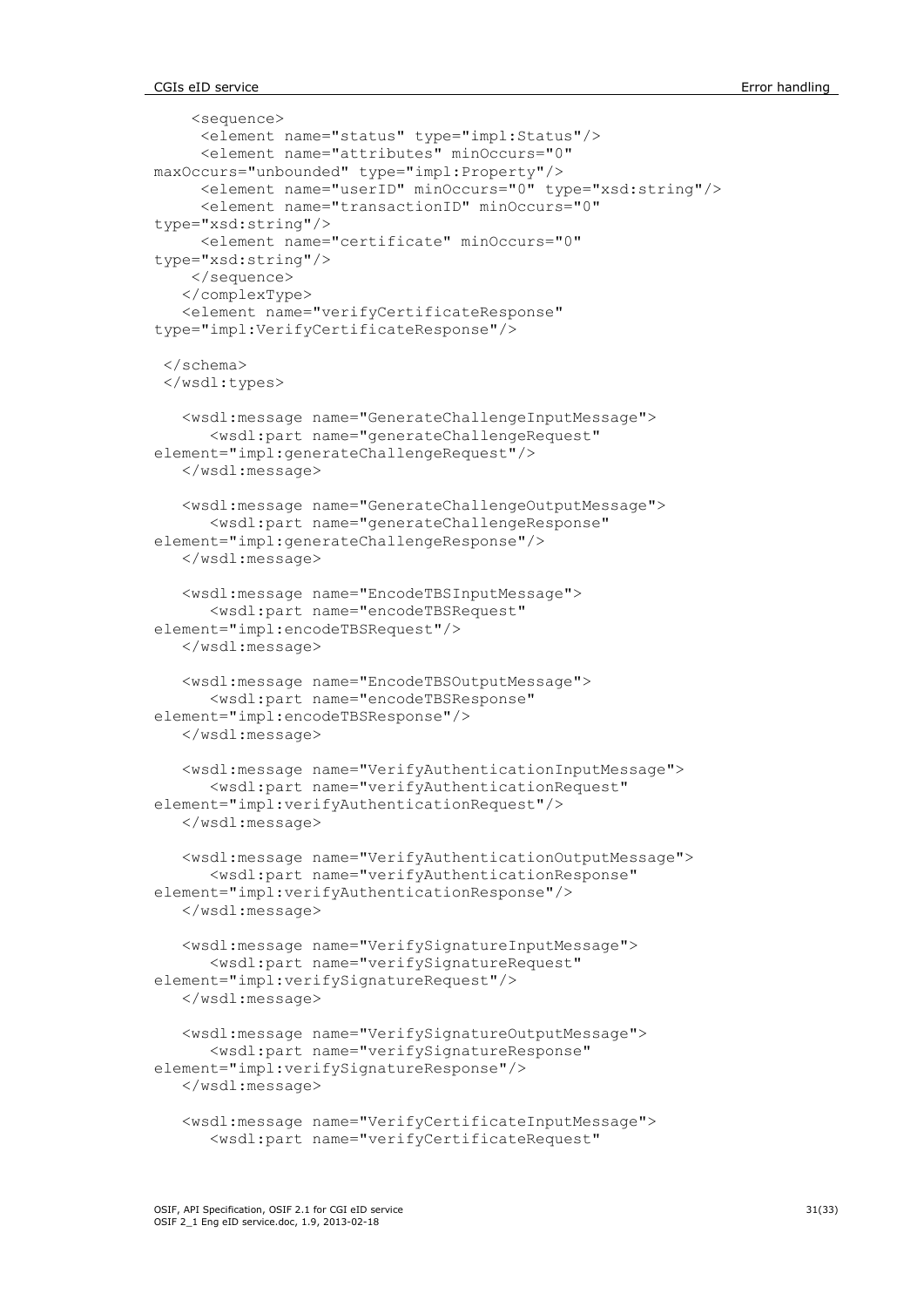```
    <sequence>
     <element name="status" type="impl:Status"/>
     <element name="attributes" minOccurs="0"
maxOccurs="unbounded" type="impl:Property"/>
     <element name="userID" minOccurs="0" type="xsd:string"/>
     <element name="transactionID" minOccurs="0"
type="xsd:string"/>
     <element name="certificate" minOccurs="0"
type="xsd:string"/>
    </sequence>
   </complexType>
   <element name="verifyCertificateResponse"
type="impl:VerifyCertificateResponse"/>

 </schema>
 </wsdl:types>

   <wsdl:message name="GenerateChallengeInputMessage">
      <wsdl:part name="generateChallengeRequest"
element="impl:generateChallengeRequest"/>
   </wsdl:message>

   <wsdl:message name="GenerateChallengeOutputMessage">
      <wsdl:part name="generateChallengeResponse"
element="impl:generateChallengeResponse"/>
   </wsdl:message>

   <wsdl:message name="EncodeTBSInputMessage">
      <wsdl:part name="encodeTBSRequest"
element="impl:encodeTBSRequest"/>
   </wsdl:message>

   <wsdl:message name="EncodeTBSOutputMessage">
      <wsdl:part name="encodeTBSResponse"
element="impl:encodeTBSResponse"/>
   </wsdl:message>

   <wsdl:message name="VerifyAuthenticationInputMessage">
      <wsdl:part name="verifyAuthenticationRequest"
element="impl:verifyAuthenticationRequest"/>
   </wsdl:message>

   <wsdl:message name="VerifyAuthenticationOutputMessage">
      <wsdl:part name="verifyAuthenticationResponse"
element="impl:verifyAuthenticationResponse"/>
   </wsdl:message>

   <wsdl:message name="VerifySignatureInputMessage">
      <wsdl:part name="verifySignatureRequest"
element="impl:verifySignatureRequest"/>
   </wsdl:message>

   <wsdl:message name="VerifySignatureOutputMessage">
      <wsdl:part name="verifySignatureResponse"
element="impl:verifySignatureResponse"/>
   </wsdl:message>

   <wsdl:message name="VerifyCertificateInputMessage">
      <wsdl:part name="verifyCertificateRequest"
```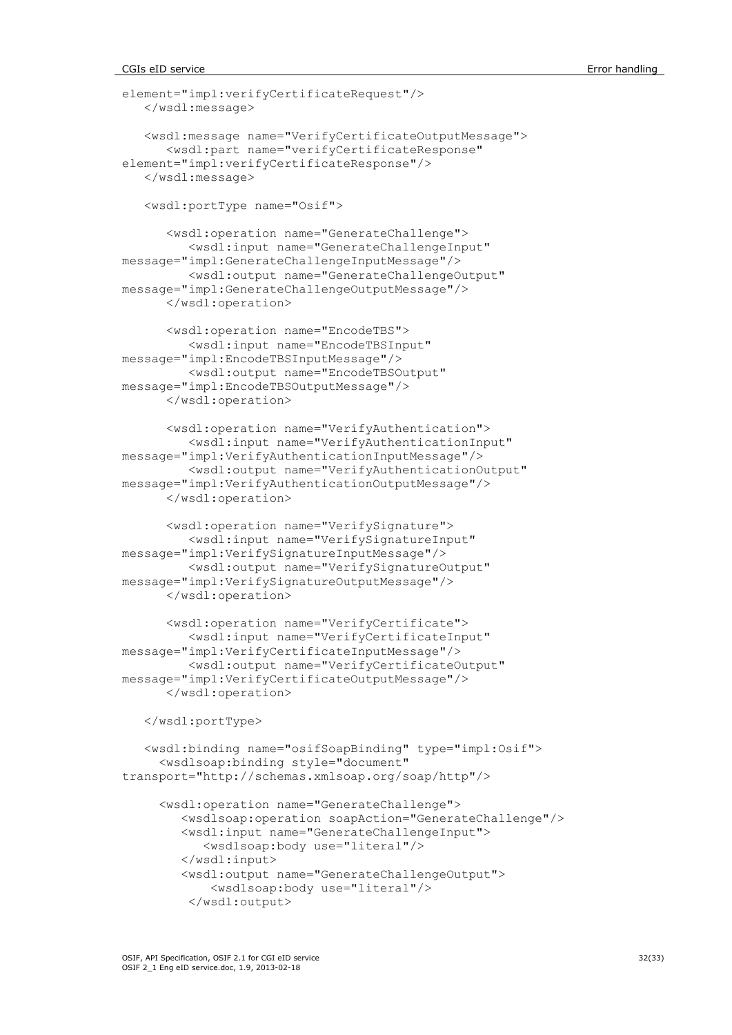```
element="impl:verifyCertificateRequest"/>
   </wsdl:message>

   <wsdl:message name="VerifyCertificateOutputMessage">
      <wsdl:part name="verifyCertificateResponse"
element="impl:verifyCertificateResponse"/>
   </wsdl:message>

   <wsdl:portType name="Osif">

      <wsdl:operation name="GenerateChallenge">
         <wsdl:input name="GenerateChallengeInput"
message="impl:GenerateChallengeInputMessage"/>
         <wsdl:output name="GenerateChallengeOutput"
message="impl:GenerateChallengeOutputMessage"/>
      </wsdl:operation>

      <wsdl:operation name="EncodeTBS">
         <wsdl:input name="EncodeTBSInput"
message="impl:EncodeTBSInputMessage"/>
         <wsdl:output name="EncodeTBSOutput"
message="impl:EncodeTBSOutputMessage"/>
      </wsdl:operation>

      <wsdl:operation name="VerifyAuthentication">
         <wsdl:input name="VerifyAuthenticationInput"
message="impl:VerifyAuthenticationInputMessage"/>
         <wsdl:output name="VerifyAuthenticationOutput"
message="impl:VerifyAuthenticationOutputMessage"/>
      </wsdl:operation>

      <wsdl:operation name="VerifySignature">
         <wsdl:input name="VerifySignatureInput"
message="impl:VerifySignatureInputMessage"/>
         <wsdl:output name="VerifySignatureOutput"
message="impl:VerifySignatureOutputMessage"/>
      </wsdl:operation>

      <wsdl:operation name="VerifyCertificate">
         <wsdl:input name="VerifyCertificateInput"
message="impl:VerifyCertificateInputMessage"/>
         <wsdl:output name="VerifyCertificateOutput"
message="impl:VerifyCertificateOutputMessage"/>
      </wsdl:operation>

   </wsdl:portType>

   <wsdl:binding name="osifSoapBinding" type="impl:Osif">
     <wsdlsoap:binding style="document"
transport="http://schemas.xmlsoap.org/soap/http"/>

      <wsdl:operation name="GenerateChallenge">
         <wsdlsoap:operation soapAction="GenerateChallenge"/>
         <wsdl:input name="GenerateChallengeInput">
            <wsdlsoap:body use="literal"/>
         </wsdl:input>
         <wsdl:output name="GenerateChallengeOutput">
             <wsdlsoap:body use="literal"/>
          </wsdl:output>
```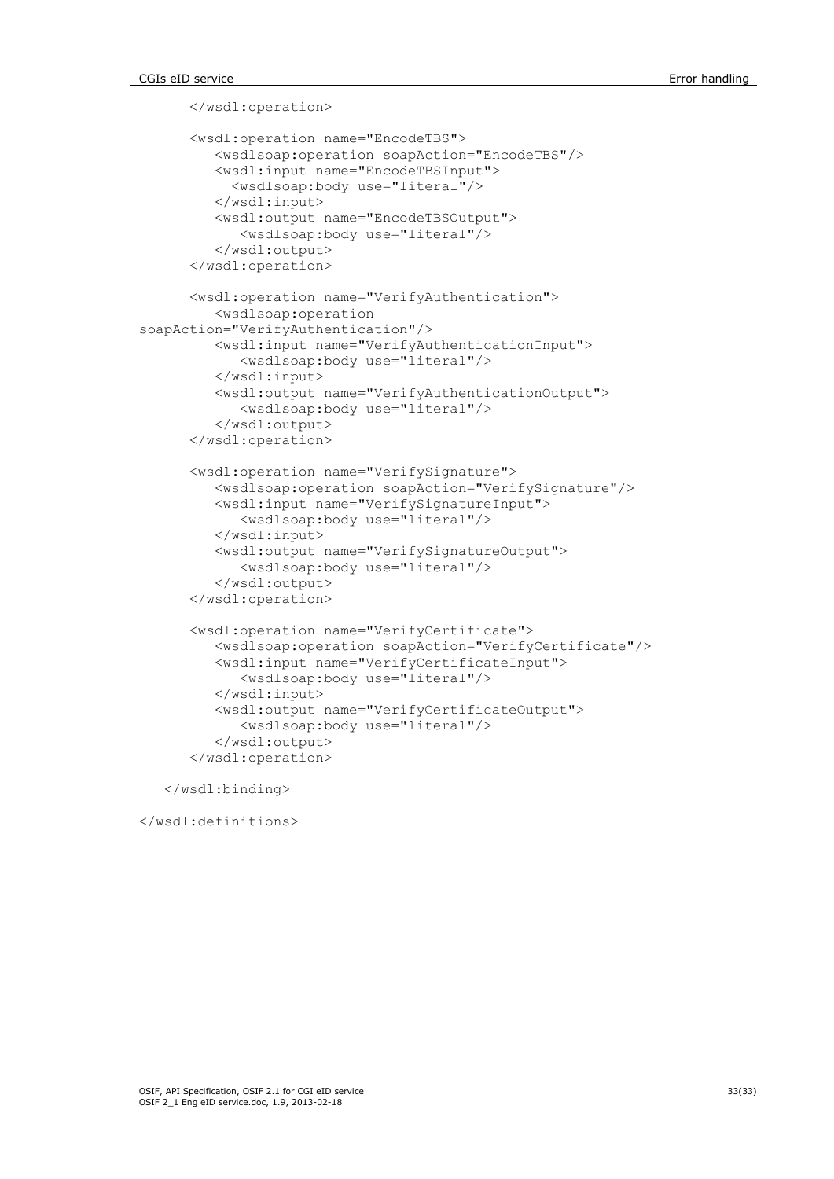```
      </wsdl:operation>

      <wsdl:operation name="EncodeTBS">
         <wsdlsoap:operation soapAction="EncodeTBS"/>
         <wsdl:input name="EncodeTBSInput">
           <wsdlsoap:body use="literal"/>
         </wsdl:input>
         <wsdl:output name="EncodeTBSOutput">
            <wsdlsoap:body use="literal"/>
         </wsdl:output>
      </wsdl:operation>

      <wsdl:operation name="VerifyAuthentication">
         <wsdlsoap:operation
soapAction="VerifyAuthentication"/>
         <wsdl:input name="VerifyAuthenticationInput">
            <wsdlsoap:body use="literal"/>
         </wsdl:input>
         <wsdl:output name="VerifyAuthenticationOutput">
            <wsdlsoap:body use="literal"/>
         </wsdl:output>
      </wsdl:operation>

      <wsdl:operation name="VerifySignature">
         <wsdlsoap:operation soapAction="VerifySignature"/>
         <wsdl:input name="VerifySignatureInput">
            <wsdlsoap:body use="literal"/>
         </wsdl:input>
         <wsdl:output name="VerifySignatureOutput">
            <wsdlsoap:body use="literal"/>
         </wsdl:output>
      </wsdl:operation>

      <wsdl:operation name="VerifyCertificate">
         <wsdlsoap:operation soapAction="VerifyCertificate"/>
         <wsdl:input name="VerifyCertificateInput">
            <wsdlsoap:body use="literal"/>
         </wsdl:input>
         <wsdl:output name="VerifyCertificateOutput">
            <wsdlsoap:body use="literal"/>
         </wsdl:output>
      </wsdl:operation>

   </wsdl:binding>

</wsdl:definitions>
```